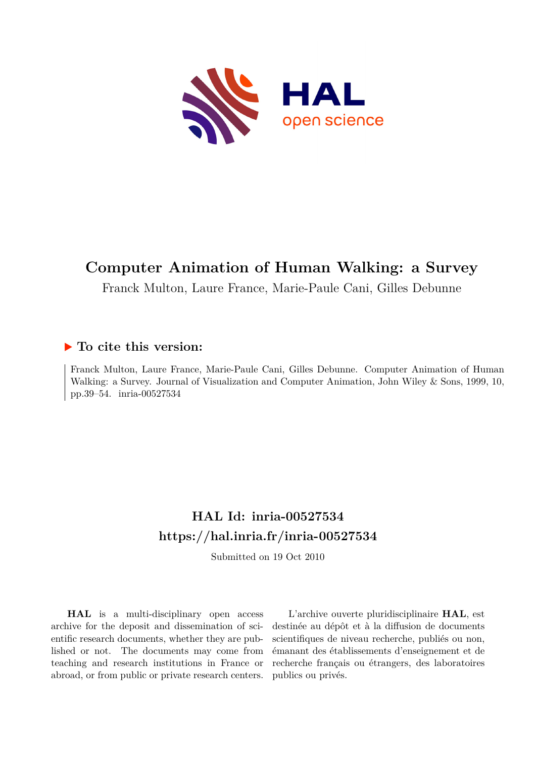# Computer Animation of Human Walking: a Survey

Franck Multon, Laure France, Marie-Paule Cani, Gilles Debunne

## ▶ To cite this version:

Franck Multon, Laure France, Marie-Paule Cani, Gilles Debunne. Computer Animation of Human Walking: a Survey. Journal of Visualization and Computer Animation, John Wiley & Sons, 1999, 10, pp.39–54. inria-00527534

## HAL Id: inria-00527534

## https://hal.inria.fr/inria-00527534

Submitted on 19 Oct 2010

**HAL** is a multi-disciplinary open access archive for the deposit and dissemination of scientific research documents, whether they are published or not. The documents may come from teaching and research institutions in France or abroad, or from public or private research centers.

L'archive ouverte pluridisciplinaire **HAL**, est destinée au dépôt et à la diffusion de documents scientifiques de niveau recherche, publiés ou non, émanant des établissements d'enseignement et de recherche français ou étrangers, des laboratoires publics ou privés.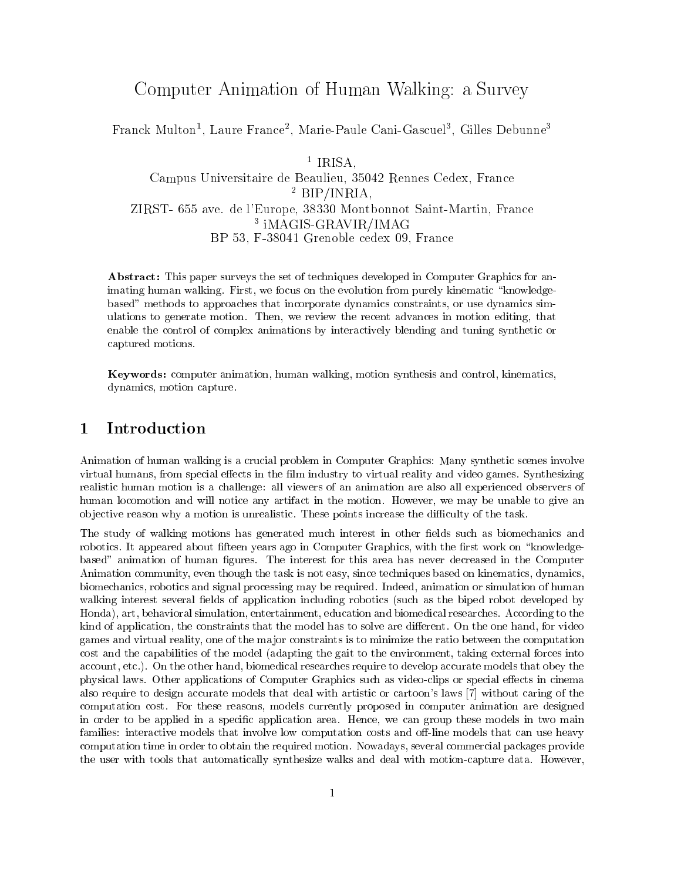# Computer Animation of Human Walking: a Survey

Franck Multon[1], Laure France[2], Marie-Paule Cani-Gascuel[3], Gilles Debunne[3]

[1] IRISA,  
Campus Universitaire de Beaulieu, 35042 Rennes Cedex, France  
[2] BIP/INRIA,  
ZIRST- 655 ave. de l'Europe, 38330 Montbonnot Saint-Martin, France  
[3] iMAGIS-GRAVIR/IMAG  
BP 53, F-38041 Grenoble cedex 09, France

**Abstract:** This paper surveys the set of techniques developed in Computer Graphics for animating human walking. First, we focus on the evolution from purely kinematic "knowledge-based" methods to approaches that incorporate dynamics constraints, or use dynamics simulations to generate motion. Then, we review the recent advances in motion editing, that enable the control of complex animations by interactively blending and tuning synthetic or captured motions.

**Keywords:** computer animation, human walking, motion synthesis and control, kinematics, dynamics, motion capture.

## 1 Introduction

Animation of human walking is a crucial problem in Computer Graphics: Many synthetic scenes involve virtual humans, from special effects in the film industry to virtual reality and video games. Synthesizing realistic human motion is a challenge: all viewers of an animation are also all experienced observers of human locomotion and will notice any artifact in the motion. However, we may be unable to give an objective reason why a motion is unrealistic. These points increase the difficulty of the task.

The study of walking motions has generated much interest in other fields such as biomechanics and robotics. It appeared about fifteen years ago in Computer Graphics, with the first work on "knowledge-based" animation of human figures. The interest for this area has never decreased in the Computer Animation community, even though the task is not easy, since techniques based on kinematics, dynamics, biomechanics, robotics and signal processing may be required. Indeed, animation or simulation of human walking interest several fields of application including robotics (such as the biped robot developed by Honda), art, behavioral simulation, entertainment, education and biomedical researches. According to the kind of application, the constraints that the model has to solve are different. On the one hand, for video games and virtual reality, one of the major constraints is to minimize the ratio between the computation cost and the capabilities of the model (adapting the gait to the environment, taking external forces into account, etc.). On the other hand, biomedical researches require to develop accurate models that obey the physical laws. Other applications of Computer Graphics such as video-clips or special effects in cinema also require to design accurate models that deal with artistic or cartoon's laws [7] without caring of the computation cost. For these reasons, models currently proposed in computer animation are designed in order to be applied in a specific application area. Hence, we can group these models in two main families: interactive models that involve low computation costs and off-line models that can use heavy computation time in order to obtain the required motion. Nowadays, several commercial packages provide the user with tools that automatically synthesize walks and deal with motion-capture data. However,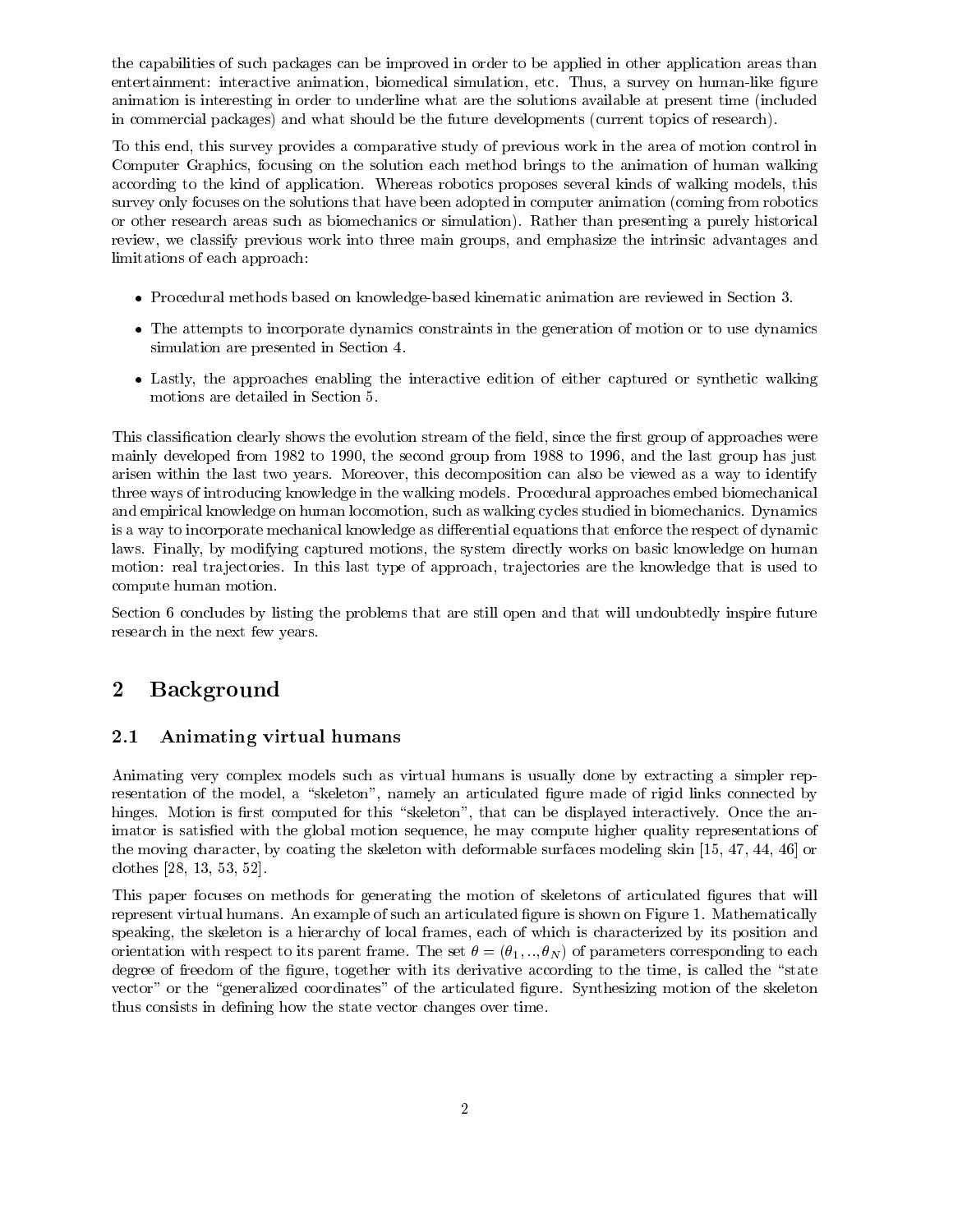the capabilities of such packages can be improved in order to be applied in other application areas than entertainment: interactive animation, biomedical simulation, etc. Thus, a survey on human-like figure animation is interesting in order to underline what are the solutions available at present time (included in commercial packages) and what should be the future developments (current topics of research).

To this end, this survey provides a comparative study of previous work in the area of motion control in Computer Graphics, focusing on the solution each method brings to the animation of human walking according to the kind of application. Whereas robotics proposes several kinds of walking models, this survey only focuses on the solutions that have been adopted in computer animation (coming from robotics or other research areas such as biomechanics or simulation). Rather than presenting a purely historical review, we classify previous work into three main groups, and emphasize the intrinsic advantages and limitations of each approach:

- Procedural methods based on knowledge-based kinematic animation are reviewed in Section 3.
- The attempts to incorporate dynamics constraints in the generation of motion or to use dynamics simulation are presented in Section 4.
- Lastly, the approaches enabling the interactive edition of either captured or synthetic walking motions are detailed in Section 5.

This classification clearly shows the evolution stream of the field, since the first group of approaches were mainly developed from 1982 to 1990, the second group from 1988 to 1996, and the last group has just arisen within the last two years. Moreover, this decomposition can also be viewed as a way to identify three ways of introducing knowledge in the walking models. Procedural approaches embed biomechanical and empirical knowledge on human locomotion, such as walking cycles studied in biomechanics. Dynamics is a way to incorporate mechanical knowledge as differential equations that enforce the respect of dynamic laws. Finally, by modifying captured motions, the system directly works on basic knowledge on human motion: real trajectories. In this last type of approach, trajectories are the knowledge that is used to compute human motion.

Section 6 concludes by listing the problems that are still open and that will undoubtedly inspire future research in the next few years.

# 2 Background

## 2.1 Animating virtual humans

Animating very complex models such as virtual humans is usually done by extracting a simpler representation of the model, a "skeleton", namely an articulated figure made of rigid links connected by hinges. Motion is first computed for this "skeleton", that can be displayed interactively. Once the animator is satisfied with the global motion sequence, he may compute higher quality representations of the moving character, by coating the skeleton with deformable surfaces modeling skin [15, 47, 44, 46] or clothes [28, 13, 53, 52].

This paper focuses on methods for generating the motion of skeletons of articulated figures that will represent virtual humans. An example of such an articulated figure is shown on Figure 1. Mathematically speaking, the skeleton is a hierarchy of local frames, each of which is characterized by its position and orientation with respect to its parent frame. The set $\theta = (\theta_1, .., \theta_N)$ of parameters corresponding to each degree of freedom of the figure, together with its derivative according to the time, is called the "state vector" or the "generalized coordinates" of the articulated figure. Synthesizing motion of the skeleton thus consists in defining how the state vector changes over time.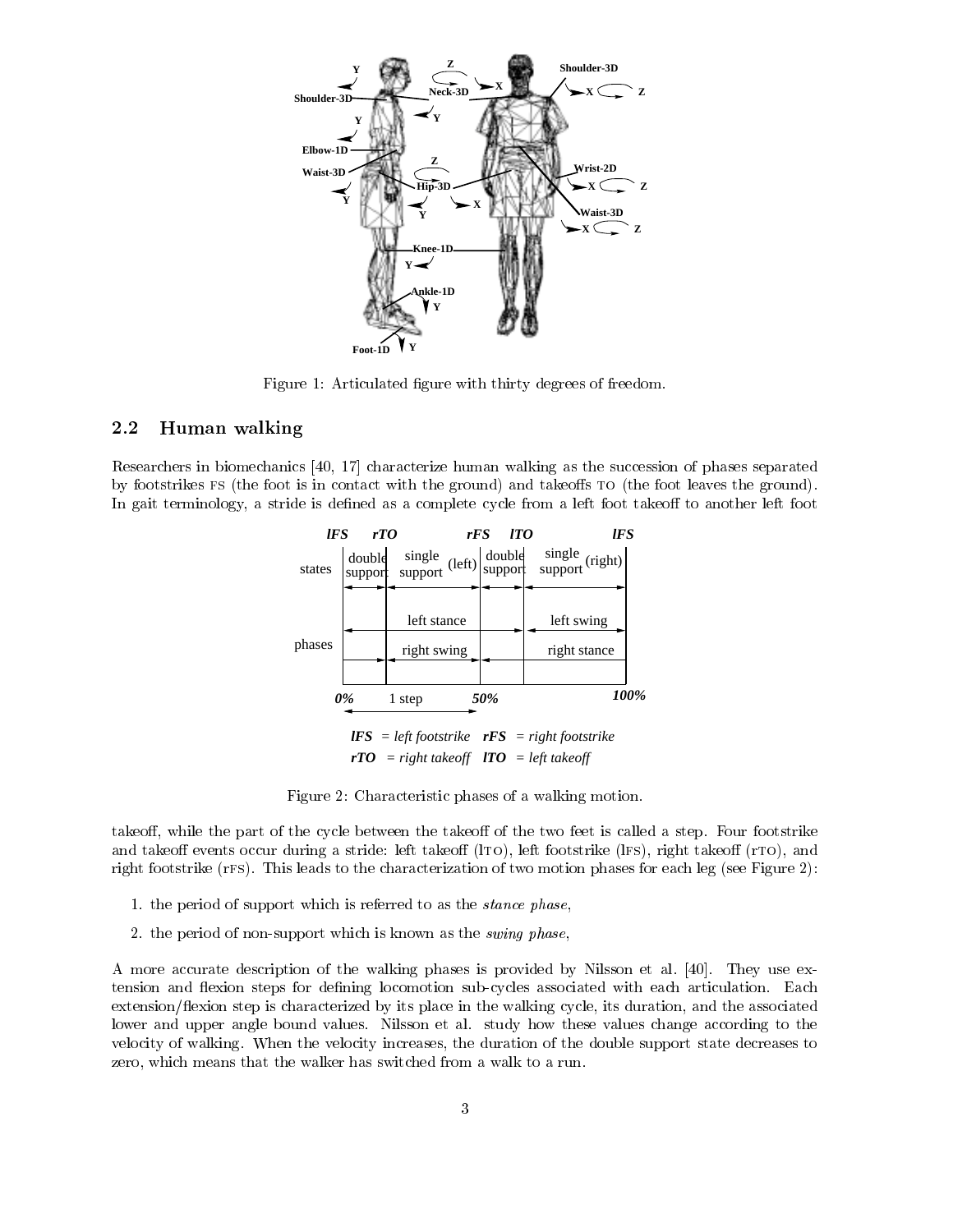Figure 1: Articulated figure with thirty degrees of freedom.

## 2.2 Human walking

Researchers in biomechanics [40, 17] characterize human walking as the succession of phases separated by footstrikes FS (the foot is in contact with the ground) and takeoffs TO (the foot leaves the ground). In gait terminology, a stride is defined as a complete cycle from a left foot takeoff to another left foot

Figure 2: Characteristic phases of a walking motion.

takeoff, while the part of the cycle between the takeoff of the two feet is called a step. Four footstrike and takeoff events occur during a stride: left takeoff (lTO), left footstrike (lFS), right takeoff (rTO), and right footstrike (rFS). This leads to the characterization of two motion phases for each leg (see Figure 2):

1. the period of support which is referred to as the *stance phase*,
2. the period of non-support which is known as the *swing phase*,

A more accurate description of the walking phases is provided by Nilsson et al. [40]. They use extension and flexion steps for defining locomotion sub-cycles associated with each articulation. Each extension/flexion step is characterized by its place in the walking cycle, its duration, and the associated lower and upper angle bound values. Nilsson et al. study how these values change according to the velocity of walking. When the velocity increases, the duration of the double support state decreases to zero, which means that the walker has switched from a walk to a run.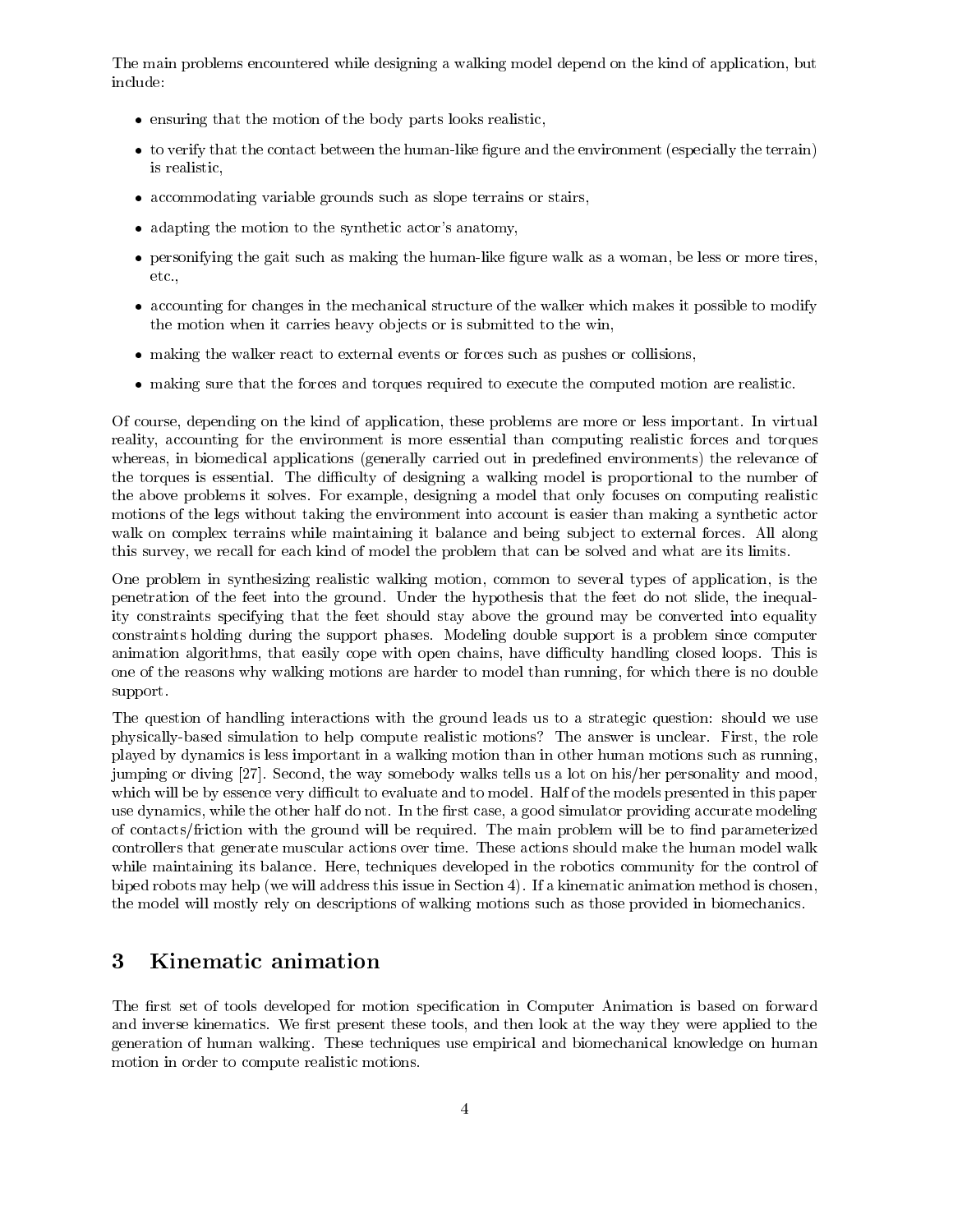The main problems encountered while designing a walking model depend on the kind of application, but include:

- ensuring that the motion of the body parts looks realistic,
- to verify that the contact between the human-like figure and the environment (especially the terrain) is realistic,
- accommodating variable grounds such as slope terrains or stairs,
- adapting the motion to the synthetic actor's anatomy,
- personifying the gait such as making the human-like figure walk as a woman, be less or more tires, etc.,
- accounting for changes in the mechanical structure of the walker which makes it possible to modify the motion when it carries heavy objects or is submitted to the win,
- making the walker react to external events or forces such as pushes or collisions,
- making sure that the forces and torques required to execute the computed motion are realistic.

Of course, depending on the kind of application, these problems are more or less important. In virtual reality, accounting for the environment is more essential than computing realistic forces and torques whereas, in biomedical applications (generally carried out in predefined environments) the relevance of the torques is essential. The difficulty of designing a walking model is proportional to the number of the above problems it solves. For example, designing a model that only focuses on computing realistic motions of the legs without taking the environment into account is easier than making a synthetic actor walk on complex terrains while maintaining it balance and being subject to external forces. All along this survey, we recall for each kind of model the problem that can be solved and what are its limits.

One problem in synthesizing realistic walking motion, common to several types of application, is the penetration of the feet into the ground. Under the hypothesis that the feet do not slide, the inequality constraints specifying that the feet should stay above the ground may be converted into equality constraints holding during the support phases. Modeling double support is a problem since computer animation algorithms, that easily cope with open chains, have difficulty handling closed loops. This is one of the reasons why walking motions are harder to model than running, for which there is no double support.

The question of handling interactions with the ground leads us to a strategic question: should we use physically-based simulation to help compute realistic motions? The answer is unclear. First, the role played by dynamics is less important in a walking motion than in other human motions such as running, jumping or diving [27]. Second, the way somebody walks tells us a lot on his/her personality and mood, which will be by essence very difficult to evaluate and to model. Half of the models presented in this paper use dynamics, while the other half do not. In the first case, a good simulator providing accurate modeling of contacts/friction with the ground will be required. The main problem will be to find parameterized controllers that generate muscular actions over time. These actions should make the human model walk while maintaining its balance. Here, techniques developed in the robotics community for the control of biped robots may help (we will address this issue in Section 4). If a kinematic animation method is chosen, the model will mostly rely on descriptions of walking motions such as those provided in biomechanics.

# 3 Kinematic animation

The first set of tools developed for motion specification in Computer Animation is based on forward and inverse kinematics. We first present these tools, and then look at the way they were applied to the generation of human walking. These techniques use empirical and biomechanical knowledge on human motion in order to compute realistic motions.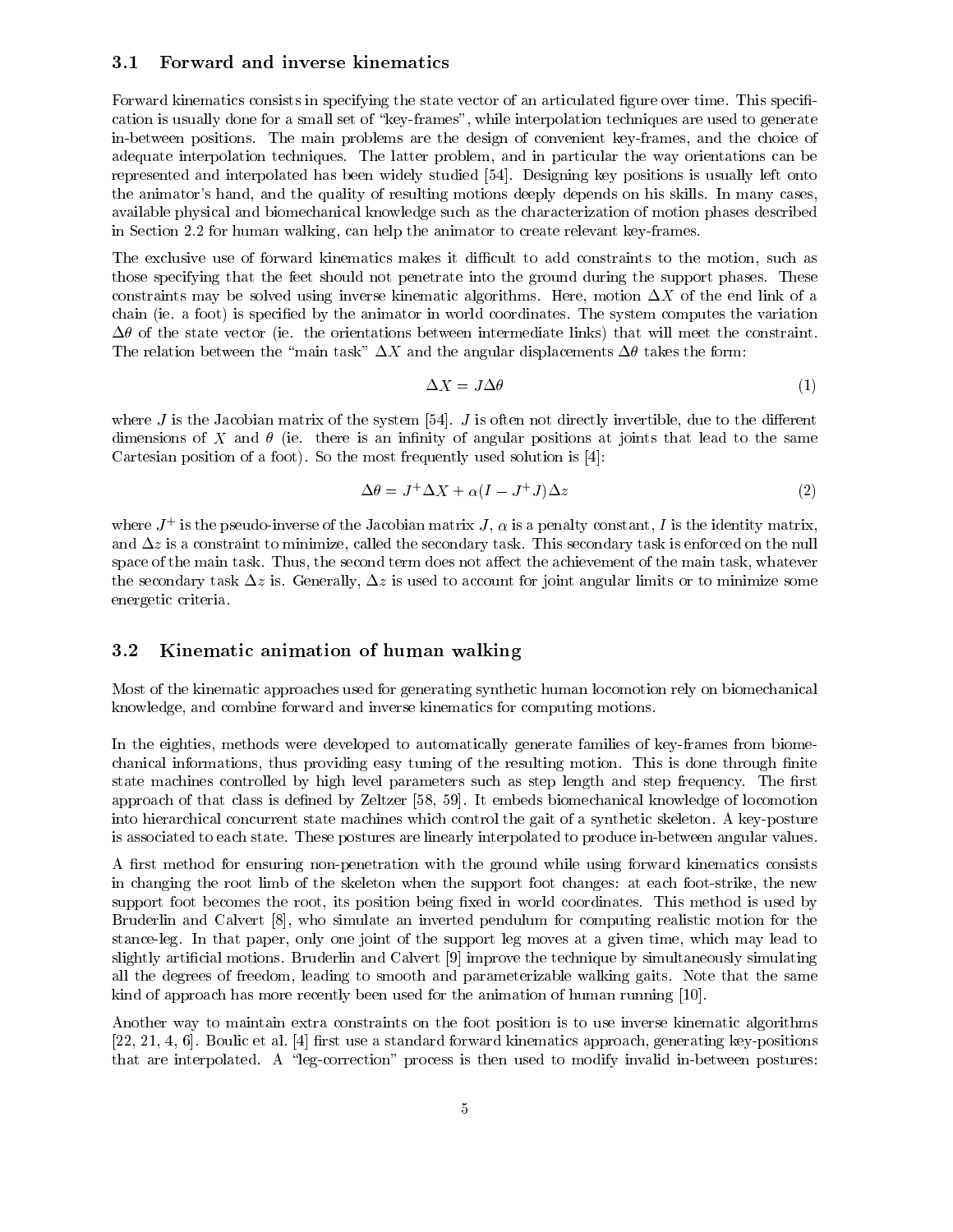### 3.1 Forward and inverse kinematics

Forward kinematics consists in specifying the state vector of an articulated figure over time. This specification is usually done for a small set of "key-frames", while interpolation techniques are used to generate in-between positions. The main problems are the design of convenient key-frames, and the choice of adequate interpolation techniques. The latter problem, and in particular the way orientations can be represented and interpolated has been widely studied [54]. Designing key positions is usually left onto the animator's hand, and the quality of resulting motions deeply depends on his skills. In many cases, available physical and biomechanical knowledge such as the characterization of motion phases described in Section 2.2 for human walking, can help the animator to create relevant key-frames.

The exclusive use of forward kinematics makes it difficult to add constraints to the motion, such as those specifying that the feet should not penetrate into the ground during the support phases. These constraints may be solved using inverse kinematic algorithms. Here, motion $\Delta X$ of the end link of a chain (ie. a foot) is specified by the animator in world coordinates. The system computes the variation $\Delta\theta$ of the state vector (ie. the orientations between intermediate links) that will meet the constraint. The relation between the "main task" $\Delta X$ and the angular displacements $\Delta\theta$ takes the form:

$$\Delta X = J \Delta\theta \tag{1}$$

where $J$ is the Jacobian matrix of the system [54]. $J$ is often not directly invertible, due to the different dimensions of $X$ and $\theta$ (ie. there is an infinity of angular positions at joints that lead to the same Cartesian position of a foot). So the most frequently used solution is [4]:

$$\Delta\theta = J^{+} \Delta X + \alpha (I - J^{+} J) \Delta z \tag{2}$$

where $J^{+}$ is the pseudo-inverse of the Jacobian matrix $J$, $\alpha$ is a penalty constant, $I$ is the identity matrix, and $\Delta z$ is a constraint to minimize, called the secondary task. This secondary task is enforced on the null space of the main task. Thus, the second term does not affect the achievement of the main task, whatever the secondary task $\Delta z$ is. Generally, $\Delta z$ is used to account for joint angular limits or to minimize some energetic criteria.

### 3.2 Kinematic animation of human walking

Most of the kinematic approaches used for generating synthetic human locomotion rely on biomechanical knowledge, and combine forward and inverse kinematics for computing motions.

In the eighties, methods were developed to automatically generate families of key-frames from biomechanical informations, thus providing easy tuning of the resulting motion. This is done through finite state machines controlled by high level parameters such as step length and step frequency. The first approach of that class is defined by Zeltzer [58, 59]. It embeds biomechanical knowledge of locomotion into hierarchical concurrent state machines which control the gait of a synthetic skeleton. A key-posture is associated to each state. These postures are linearly interpolated to produce in-between angular values.

A first method for ensuring non-penetration with the ground while using forward kinematics consists in changing the root limb of the skeleton when the support foot changes: at each foot-strike, the new support foot becomes the root, its position being fixed in world coordinates. This method is used by Bruderlin and Calvert [8], who simulate an inverted pendulum for computing realistic motion for the stance-leg. In that paper, only one joint of the support leg moves at a given time, which may lead to slightly artificial motions. Bruderlin and Calvert [9] improve the technique by simultaneously simulating all the degrees of freedom, leading to smooth and parameterizable walking gaits. Note that the same kind of approach has more recently been used for the animation of human running [10].

Another way to maintain extra constraints on the foot position is to use inverse kinematic algorithms [22, 21, 4, 6]. Boulic et al. [4] first use a standard forward kinematics approach, generating key-positions that are interpolated. A "leg-correction" process is then used to modify invalid in-between postures: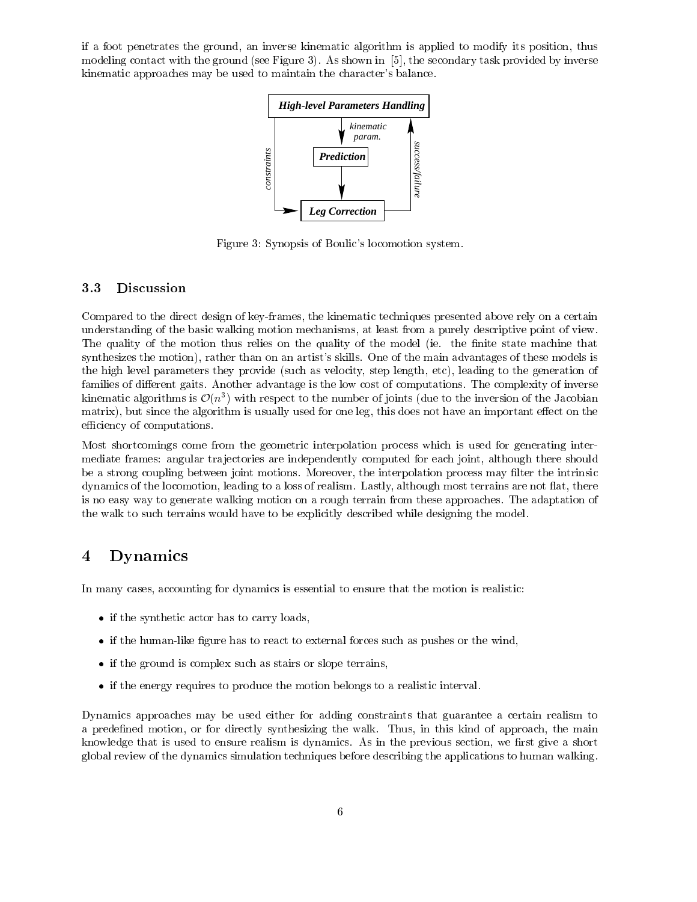if a foot penetrates the ground, an inverse kinematic algorithm is applied to modify its position, thus modeling contact with the ground (see Figure 3). As shown in [5], the secondary task provided by inverse kinematic approaches may be used to maintain the character's balance.

Figure 3: Synopsis of Boulic's locomotion system.

### 3.3 Discussion

Compared to the direct design of key-frames, the kinematic techniques presented above rely on a certain understanding of the basic walking motion mechanisms, at least from a purely descriptive point of view. The quality of the motion thus relies on the quality of the model (ie. the finite state machine that synthesizes the motion), rather than on an artist's skills. One of the main advantages of these models is the high level parameters they provide (such as velocity, step length, etc), leading to the generation of families of different gaits. Another advantage is the low cost of computations. The complexity of inverse kinematic algorithms is $\mathcal{O}(n^3)$ with respect to the number of joints (due to the inversion of the Jacobian matrix), but since the algorithm is usually used for one leg, this does not have an important effect on the efficiency of computations.

Most shortcomings come from the geometric interpolation process which is used for generating intermediate frames: angular trajectories are independently computed for each joint, although there should be a strong coupling between joint motions. Moreover, the interpolation process may filter the intrinsic dynamics of the locomotion, leading to a loss of realism. Lastly, although most terrains are not flat, there is no easy way to generate walking motion on a rough terrain from these approaches. The adaptation of the walk to such terrains would have to be explicitly described while designing the model.

## 4 Dynamics

In many cases, accounting for dynamics is essential to ensure that the motion is realistic:

- if the synthetic actor has to carry loads,
- if the human-like figure has to react to external forces such as pushes or the wind,
- if the ground is complex such as stairs or slope terrains,
- if the energy requires to produce the motion belongs to a realistic interval.

Dynamics approaches may be used either for adding constraints that guarantee a certain realism to a predefined motion, or for directly synthesizing the walk. Thus, in this kind of approach, the main knowledge that is used to ensure realism is dynamics. As in the previous section, we first give a short global review of the dynamics simulation techniques before describing the applications to human walking.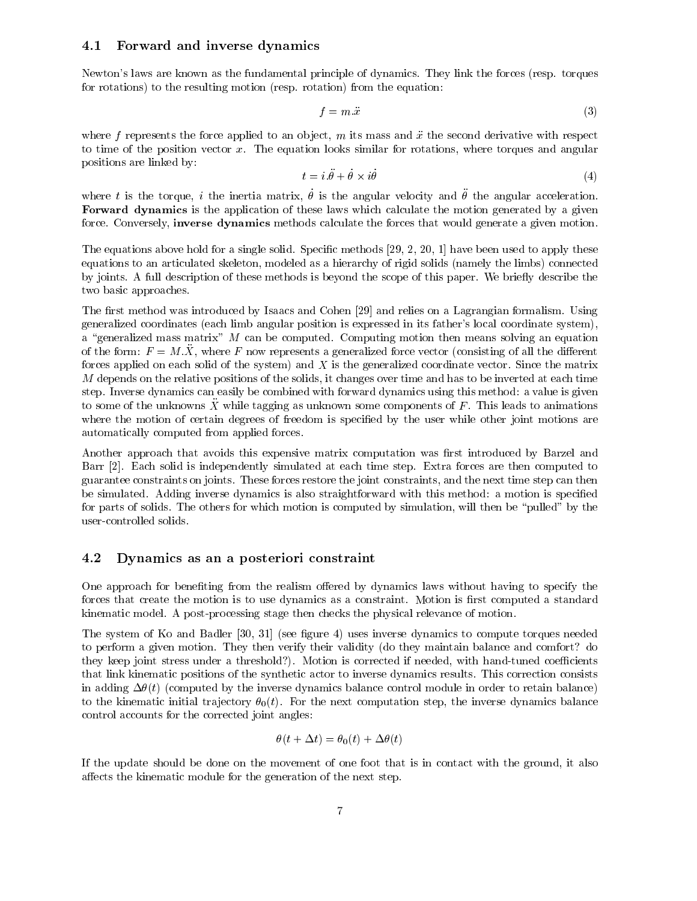## 4.1 Forward and inverse dynamics

Newton's laws are known as the fundamental principle of dynamics. They link the forces (resp. torques for rotations) to the resulting motion (resp. rotation) from the equation:

$$f = m.\ddot{x} \tag{3}$$

where $f$ represents the force applied to an object, $m$ its mass and $\ddot{x}$ the second derivative with respect to time of the position vector $x$. The equation looks similar for rotations, where torques and angular positions are linked by:

$$t = i.\ddot{\theta} + \dot{\theta} \times i\dot{\theta} \tag{4}$$

where $t$ is the torque, $i$ the inertia matrix, $\dot{\theta}$ is the angular velocity and $\ddot{\theta}$ the angular acceleration. **Forward dynamics** is the application of these laws which calculate the motion generated by a given force. Conversely, **inverse dynamics** methods calculate the forces that would generate a given motion.

The equations above hold for a single solid. Specific methods [29, 2, 20, 1] have been used to apply these equations to an articulated skeleton, modeled as a hierarchy of rigid solids (namely the limbs) connected by joints. A full description of these methods is beyond the scope of this paper. We briefly describe the two basic approaches.

The first method was introduced by Isaacs and Cohen [29] and relies on a Lagrangian formalism. Using generalized coordinates (each limb angular position is expressed in its father's local coordinate system), a "generalized mass matrix" $M$ can be computed. Computing motion then means solving an equation of the form: $F = M.\ddot{X}$, where $F$ now represents a generalized force vector (consisting of all the different forces applied on each solid of the system) and $X$ is the generalized coordinate vector. Since the matrix $M$ depends on the relative positions of the solids, it changes over time and has to be inverted at each time step. Inverse dynamics can easily be combined with forward dynamics using this method: a value is given to some of the unknowns $\ddot{X}$ while tagging as unknown some components of $F$. This leads to animations where the motion of certain degrees of freedom is specified by the user while other joint motions are automatically computed from applied forces.

Another approach that avoids this expensive matrix computation was first introduced by Barzel and Barr [2]. Each solid is independently simulated at each time step. Extra forces are then computed to guarantee constraints on joints. These forces restore the joint constraints, and the next time step can then be simulated. Adding inverse dynamics is also straightforward with this method: a motion is specified for parts of solids. The others for which motion is computed by simulation, will then be "pulled" by the user-controlled solids.

## 4.2 Dynamics as an a posteriori constraint

One approach for benefiting from the realism offered by dynamics laws without having to specify the forces that create the motion is to use dynamics as a constraint. Motion is first computed a standard kinematic model. A post-processing stage then checks the physical relevance of motion.

The system of Ko and Badler [30, 31] (see figure 4) uses inverse dynamics to compute torques needed to perform a given motion. They then verify their validity (do they maintain balance and comfort? do they keep joint stress under a threshold?). Motion is corrected if needed, with hand-tuned coefficients that link kinematic positions of the synthetic actor to inverse dynamics results. This correction consists in adding $\Delta\theta(t)$ (computed by the inverse dynamics balance control module in order to retain balance) to the kinematic initial trajectory $\theta_0(t)$. For the next computation step, the inverse dynamics balance control accounts for the corrected joint angles:

$$\theta(t + \Delta t) = \theta_0(t) + \Delta\theta(t)$$

If the update should be done on the movement of one foot that is in contact with the ground, it also affects the kinematic module for the generation of the next step.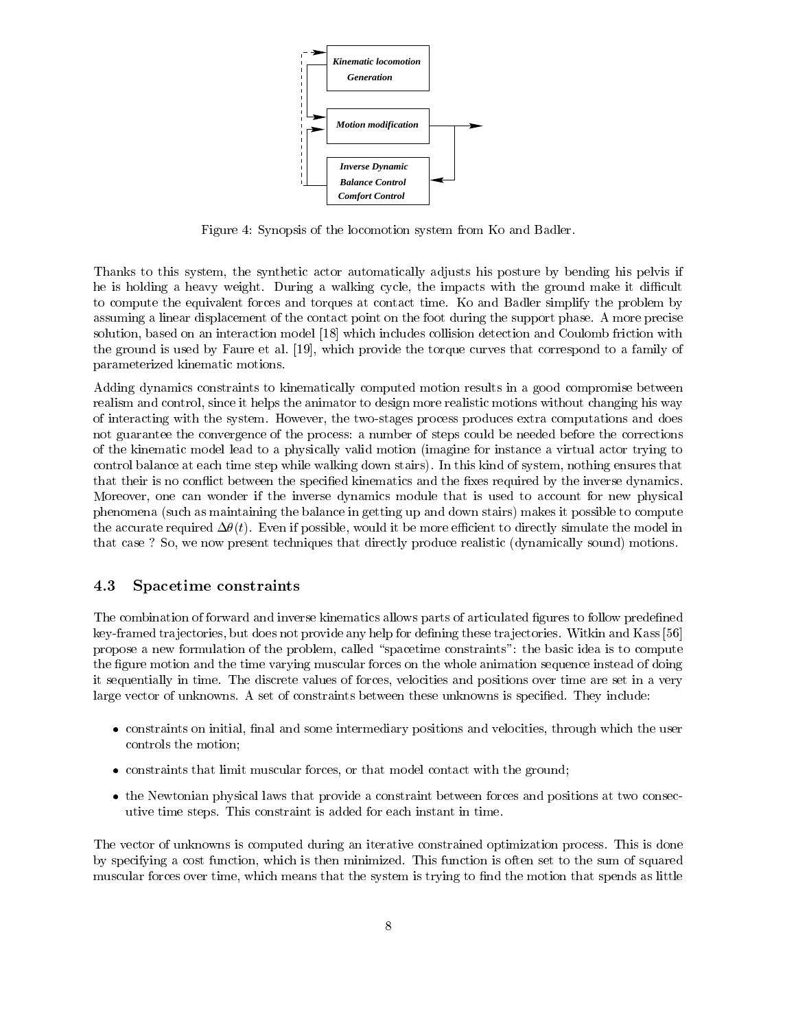Kinematic locomotion Generation

Motion modification

Inverse Dynamic
Balance Control
Comfort Control

Figure 4: Synopsis of the locomotion system from Ko and Badler.

Thanks to this system, the synthetic actor automatically adjusts his posture by bending his pelvis if he is holding a heavy weight. During a walking cycle, the impacts with the ground make it difficult to compute the equivalent forces and torques at contact time. Ko and Badler simplify the problem by assuming a linear displacement of the contact point on the foot during the support phase. A more precise solution, based on an interaction model [18] which includes collision detection and Coulomb friction with the ground is used by Faure et al. [19], which provide the torque curves that correspond to a family of parameterized kinematic motions.

Adding dynamics constraints to kinematically computed motion results in a good compromise between realism and control, since it helps the animator to design more realistic motions without changing his way of interacting with the system. However, the two-stages process produces extra computations and does not guarantee the convergence of the process: a number of steps could be needed before the corrections of the kinematic model lead to a physically valid motion (imagine for instance a virtual actor trying to control balance at each time step while walking down stairs). In this kind of system, nothing ensures that that their is no conflict between the specified kinematics and the fixes required by the inverse dynamics. Moreover, one can wonder if the inverse dynamics module that is used to account for new physical phenomena (such as maintaining the balance in getting up and down stairs) makes it possible to compute the accurate required $\Delta\theta(t)$. Even if possible, would it be more efficient to directly simulate the model in that case ? So, we now present techniques that directly produce realistic (dynamically sound) motions.

### 4.3 Spacetime constraints

The combination of forward and inverse kinematics allows parts of articulated figures to follow predefined key-framed trajectories, but does not provide any help for defining these trajectories. Witkin and Kass [56] propose a new formulation of the problem, called "spacetime constraints": the basic idea is to compute the figure motion and the time varying muscular forces on the whole animation sequence instead of doing it sequentially in time. The discrete values of forces, velocities and positions over time are set in a very large vector of unknowns. A set of constraints between these unknowns is specified. They include:

- constraints on initial, final and some intermediary positions and velocities, through which the user controls the motion;
- constraints that limit muscular forces, or that model contact with the ground;
- the Newtonian physical laws that provide a constraint between forces and positions at two consecutive time steps. This constraint is added for each instant in time.

The vector of unknowns is computed during an iterative constrained optimization process. This is done by specifying a cost function, which is then minimized. This function is often set to the sum of squared muscular forces over time, which means that the system is trying to find the motion that spends as little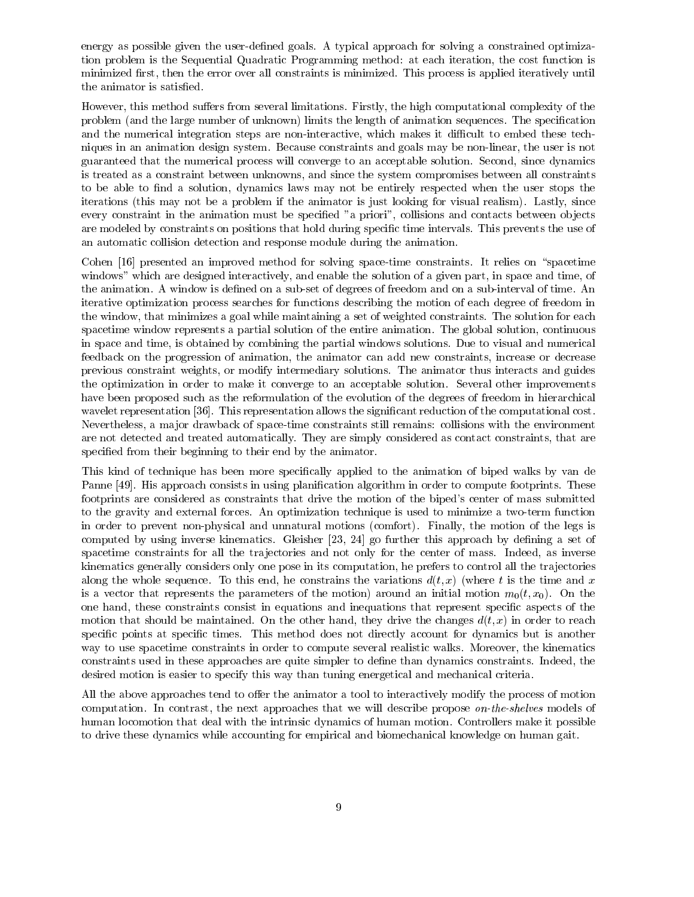energy as possible given the user-defined goals. A typical approach for solving a constrained optimization problem is the Sequential Quadratic Programming method: at each iteration, the cost function is minimized first, then the error over all constraints is minimized. This process is applied iteratively until the animator is satisfied.

However, this method suffers from several limitations. Firstly, the high computational complexity of the problem (and the large number of unknown) limits the length of animation sequences. The specification and the numerical integration steps are non-interactive, which makes it difficult to embed these techniques in an animation design system. Because constraints and goals may be non-linear, the user is not guaranteed that the numerical process will converge to an acceptable solution. Second, since dynamics is treated as a constraint between unknowns, and since the system compromises between all constraints to be able to find a solution, dynamics laws may not be entirely respected when the user stops the iterations (this may not be a problem if the animator is just looking for visual realism). Lastly, since every constraint in the animation must be specified "a priori", collisions and contacts between objects are modeled by constraints on positions that hold during specific time intervals. This prevents the use of an automatic collision detection and response module during the animation.

Cohen [16] presented an improved method for solving space-time constraints. It relies on "spacetime windows" which are designed interactively, and enable the solution of a given part, in space and time, of the animation. A window is defined on a sub-set of degrees of freedom and on a sub-interval of time. An iterative optimization process searches for functions describing the motion of each degree of freedom in the window, that minimizes a goal while maintaining a set of weighted constraints. The solution for each spacetime window represents a partial solution of the entire animation. The global solution, continuous in space and time, is obtained by combining the partial windows solutions. Due to visual and numerical feedback on the progression of animation, the animator can add new constraints, increase or decrease previous constraint weights, or modify intermediary solutions. The animator thus interacts and guides the optimization in order to make it converge to an acceptable solution. Several other improvements have been proposed such as the reformulation of the evolution of the degrees of freedom in hierarchical wavelet representation [36]. This representation allows the significant reduction of the computational cost. Nevertheless, a major drawback of space-time constraints still remains: collisions with the environment are not detected and treated automatically. They are simply considered as contact constraints, that are specified from their beginning to their end by the animator.

This kind of technique has been more specifically applied to the animation of biped walks by van de Panne [49]. His approach consists in using planification algorithm in order to compute footprints. These footprints are considered as constraints that drive the motion of the biped's center of mass submitted to the gravity and external forces. An optimization technique is used to minimize a two-term function in order to prevent non-physical and unnatural motions (comfort). Finally, the motion of the legs is computed by using inverse kinematics. Gleisher [23, 24] go further this approach by defining a set of spacetime constraints for all the trajectories and not only for the center of mass. Indeed, as inverse kinematics generally considers only one pose in its computation, he prefers to control all the trajectories along the whole sequence. To this end, he constrains the variations $d(t, x)$ (where $t$ is the time and $x$ is a vector that represents the parameters of the motion) around an initial motion $m_0(t, x_0)$. On the one hand, these constraints consist in equations and inequations that represent specific aspects of the motion that should be maintained. On the other hand, they drive the changes $d(t, x)$ in order to reach specific points at specific times. This method does not directly account for dynamics but is another way to use spacetime constraints in order to compute several realistic walks. Moreover, the kinematics constraints used in these approaches are quite simpler to define than dynamics constraints. Indeed, the desired motion is easier to specify this way than tuning energetical and mechanical criteria.

All the above approaches tend to offer the animator a tool to interactively modify the process of motion computation. In contrast, the next approaches that we will describe propose *on-the-shelves* models of human locomotion that deal with the intrinsic dynamics of human motion. Controllers make it possible to drive these dynamics while accounting for empirical and biomechanical knowledge on human gait.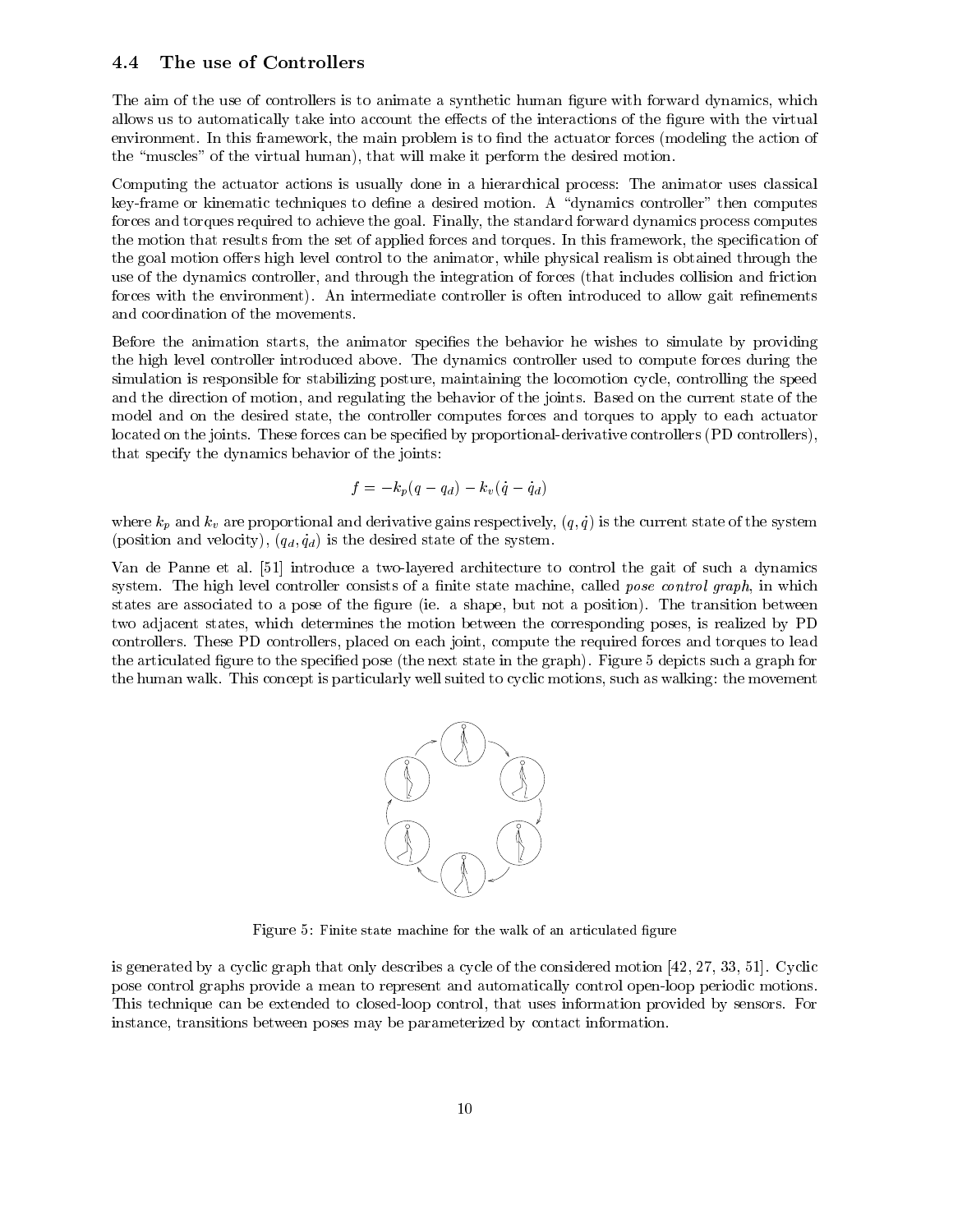### 4.4 The use of Controllers

The aim of the use of controllers is to animate a synthetic human figure with forward dynamics, which allows us to automatically take into account the effects of the interactions of the figure with the virtual environment. In this framework, the main problem is to find the actuator forces (modeling the action of the "muscles" of the virtual human), that will make it perform the desired motion.

Computing the actuator actions is usually done in a hierarchical process: The animator uses classical key-frame or kinematic techniques to define a desired motion. A "dynamics controller" then computes forces and torques required to achieve the goal. Finally, the standard forward dynamics process computes the motion that results from the set of applied forces and torques. In this framework, the specification of the goal motion offers high level control to the animator, while physical realism is obtained through the use of the dynamics controller, and through the integration of forces (that includes collision and friction forces with the environment). An intermediate controller is often introduced to allow gait refinements and coordination of the movements.

Before the animation starts, the animator specifies the behavior he wishes to simulate by providing the high level controller introduced above. The dynamics controller used to compute forces during the simulation is responsible for stabilizing posture, maintaining the locomotion cycle, controlling the speed and the direction of motion, and regulating the behavior of the joints. Based on the current state of the model and on the desired state, the controller computes forces and torques to apply to each actuator located on the joints. These forces can be specified by proportional-derivative controllers (PD controllers), that specify the dynamics behavior of the joints:

$$f = -k_p(q - q_d) - k_v(\dot{q} - \dot{q}_d)$$

where $k_p$ and $k_v$ are proportional and derivative gains respectively, $(q, \dot{q})$ is the current state of the system (position and velocity), $(q_d, \dot{q}_d)$ is the desired state of the system.

Van de Panne et al. [51] introduce a two-layered architecture to control the gait of such a dynamics system. The high level controller consists of a finite state machine, called *pose control graph*, in which states are associated to a pose of the figure (ie. a shape, but not a position). The transition between two adjacent states, which determines the motion between the corresponding poses, is realized by PD controllers. These PD controllers, placed on each joint, compute the required forces and torques to lead the articulated figure to the specified pose (the next state in the graph). Figure 5 depicts such a graph for the human walk. This concept is particularly well suited to cyclic motions, such as walking: the movement is generated by a cyclic graph that only describes a cycle of the considered motion [42, 27, 33, 51]. Cyclic pose control graphs provide a mean to represent and automatically control open-loop periodic motions. This technique can be extended to closed-loop control, that uses information provided by sensors. For instance, transitions between poses may be parameterized by contact information.

Figure 5: Finite state machine for the walk of an articulated figure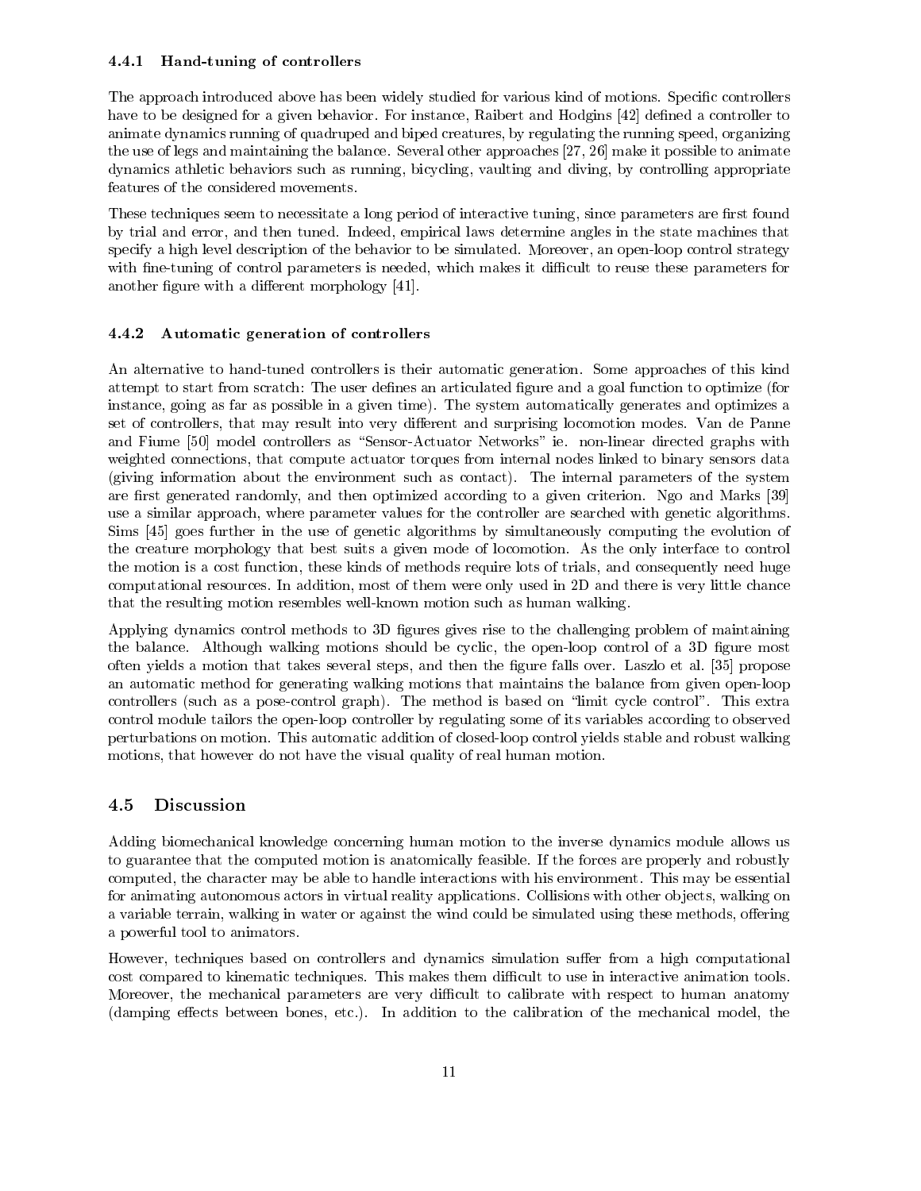#### 4.4.1 Hand-tuning of controllers

The approach introduced above has been widely studied for various kind of motions. Specific controllers have to be designed for a given behavior. For instance, Raibert and Hodgins [42] defined a controller to animate dynamics running of quadruped and biped creatures, by regulating the running speed, organizing the use of legs and maintaining the balance. Several other approaches [27, 26] make it possible to animate dynamics athletic behaviors such as running, bicycling, vaulting and diving, by controlling appropriate features of the considered movements.

These techniques seem to necessitate a long period of interactive tuning, since parameters are first found by trial and error, and then tuned. Indeed, empirical laws determine angles in the state machines that specify a high level description of the behavior to be simulated. Moreover, an open-loop control strategy with fine-tuning of control parameters is needed, which makes it difficult to reuse these parameters for another figure with a different morphology [41].

#### 4.4.2 Automatic generation of controllers

An alternative to hand-tuned controllers is their automatic generation. Some approaches of this kind attempt to start from scratch: The user defines an articulated figure and a goal function to optimize (for instance, going as far as possible in a given time). The system automatically generates and optimizes a set of controllers, that may result into very different and surprising locomotion modes. Van de Panne and Fiume [50] model controllers as "Sensor-Actuator Networks" ie. non-linear directed graphs with weighted connections, that compute actuator torques from internal nodes linked to binary sensors data (giving information about the environment such as contact). The internal parameters of the system are first generated randomly, and then optimized according to a given criterion. Ngo and Marks [39] use a similar approach, where parameter values for the controller are searched with genetic algorithms. Sims [45] goes further in the use of genetic algorithms by simultaneously computing the evolution of the creature morphology that best suits a given mode of locomotion. As the only interface to control the motion is a cost function, these kinds of methods require lots of trials, and consequently need huge computational resources. In addition, most of them were only used in 2D and there is very little chance that the resulting motion resembles well-known motion such as human walking.

Applying dynamics control methods to 3D figures gives rise to the challenging problem of maintaining the balance. Although walking motions should be cyclic, the open-loop control of a 3D figure most often yields a motion that takes several steps, and then the figure falls over. Laszlo et al. [35] propose an automatic method for generating walking motions that maintains the balance from given open-loop controllers (such as a pose-control graph). The method is based on "limit cycle control". This extra control module tailors the open-loop controller by regulating some of its variables according to observed perturbations on motion. This automatic addition of closed-loop control yields stable and robust walking motions, that however do not have the visual quality of real human motion.

### 4.5 Discussion

Adding biomechanical knowledge concerning human motion to the inverse dynamics module allows us to guarantee that the computed motion is anatomically feasible. If the forces are properly and robustly computed, the character may be able to handle interactions with his environment. This may be essential for animating autonomous actors in virtual reality applications. Collisions with other objects, walking on a variable terrain, walking in water or against the wind could be simulated using these methods, offering a powerful tool to animators.

However, techniques based on controllers and dynamics simulation suffer from a high computational cost compared to kinematic techniques. This makes them difficult to use in interactive animation tools. Moreover, the mechanical parameters are very difficult to calibrate with respect to human anatomy (damping effects between bones, etc.). In addition to the calibration of the mechanical model, the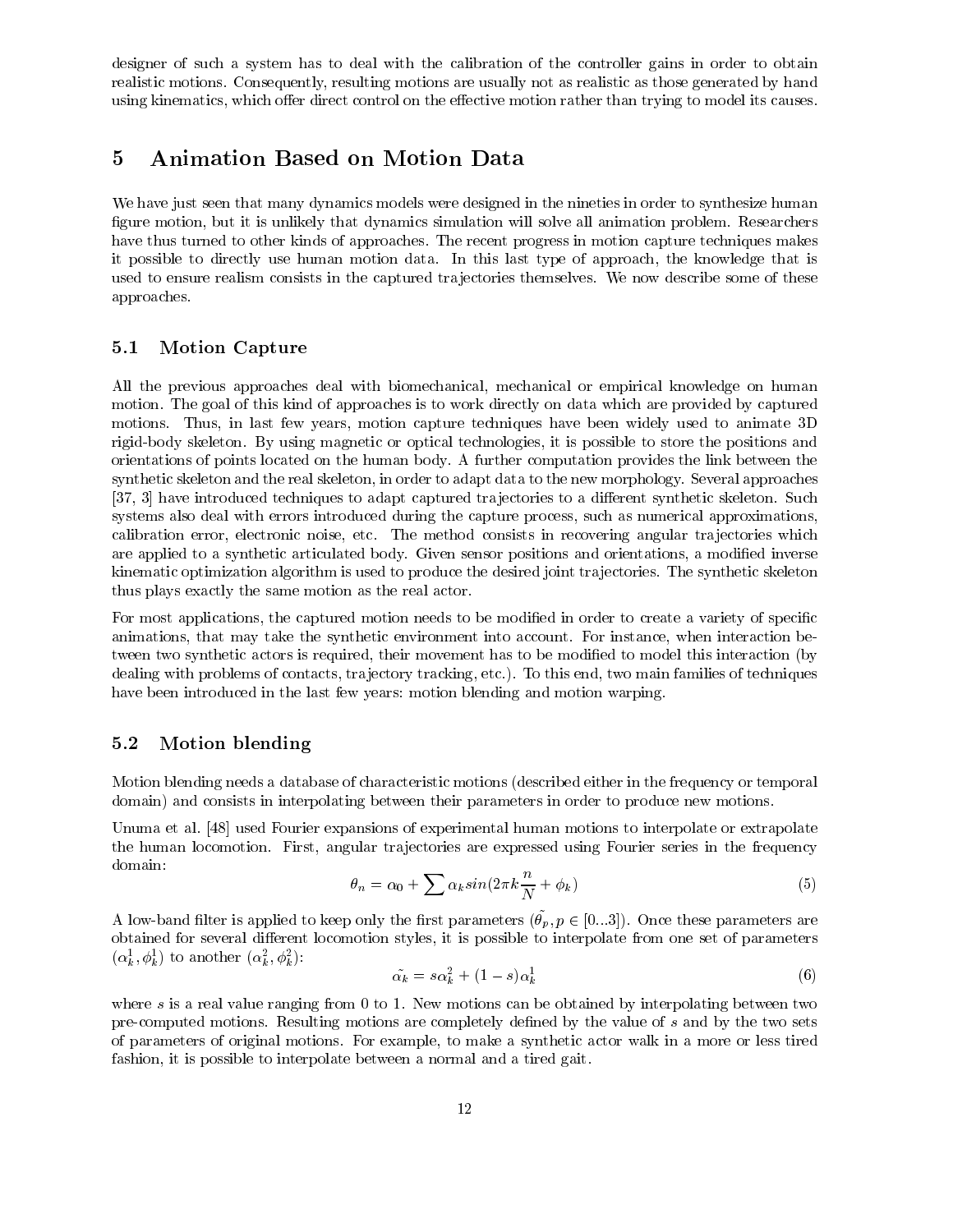designer of such a system has to deal with the calibration of the controller gains in order to obtain realistic motions. Consequently, resulting motions are usually not as realistic as those generated by hand using kinematics, which offer direct control on the effective motion rather than trying to model its causes.

# 5 Animation Based on Motion Data

We have just seen that many dynamics models were designed in the nineties in order to synthesize human figure motion, but it is unlikely that dynamics simulation will solve all animation problem. Researchers have thus turned to other kinds of approaches. The recent progress in motion capture techniques makes it possible to directly use human motion data. In this last type of approach, the knowledge that is used to ensure realism consists in the captured trajectories themselves. We now describe some of these approaches.

## 5.1 Motion Capture

All the previous approaches deal with biomechanical, mechanical or empirical knowledge on human motion. The goal of this kind of approaches is to work directly on data which are provided by captured motions. Thus, in last few years, motion capture techniques have been widely used to animate 3D rigid-body skeleton. By using magnetic or optical technologies, it is possible to store the positions and orientations of points located on the human body. A further computation provides the link between the synthetic skeleton and the real skeleton, in order to adapt data to the new morphology. Several approaches [37, 3] have introduced techniques to adapt captured trajectories to a different synthetic skeleton. Such systems also deal with errors introduced during the capture process, such as numerical approximations, calibration error, electronic noise, etc. The method consists in recovering angular trajectories which are applied to a synthetic articulated body. Given sensor positions and orientations, a modified inverse kinematic optimization algorithm is used to produce the desired joint trajectories. The synthetic skeleton thus plays exactly the same motion as the real actor.

For most applications, the captured motion needs to be modified in order to create a variety of specific animations, that may take the synthetic environment into account. For instance, when interaction between two synthetic actors is required, their movement has to be modified to model this interaction (by dealing with problems of contacts, trajectory tracking, etc.). To this end, two main families of techniques have been introduced in the last few years: motion blending and motion warping.

## 5.2 Motion blending

Motion blending needs a database of characteristic motions (described either in the frequency or temporal domain) and consists in interpolating between their parameters in order to produce new motions.

Unuma et al. [48] used Fourier expansions of experimental human motions to interpolate or extrapolate the human locomotion. First, angular trajectories are expressed using Fourier series in the frequency domain:

$$\theta_n = \alpha_0 + \sum \alpha_k sin(2\pi k \frac{n}{N} + \phi_k) \tag{5}$$

A low-band filter is applied to keep only the first parameters ($\tilde{\theta_p}, p \in [0...3]$). Once these parameters are obtained for several different locomotion styles, it is possible to interpolate from one set of parameters $(\alpha_k^1, \phi_k^1)$ to another $(\alpha_k^2, \phi_k^2)$:

$$\tilde{\alpha_k} = s\alpha_k^2 + (1-s)\alpha_k^1 \tag{6}$$

where $s$ is a real value ranging from 0 to 1. New motions can be obtained by interpolating between two pre-computed motions. Resulting motions are completely defined by the value of $s$ and by the two sets of parameters of original motions. For example, to make a synthetic actor walk in a more or less tired fashion, it is possible to interpolate between a normal and a tired gait.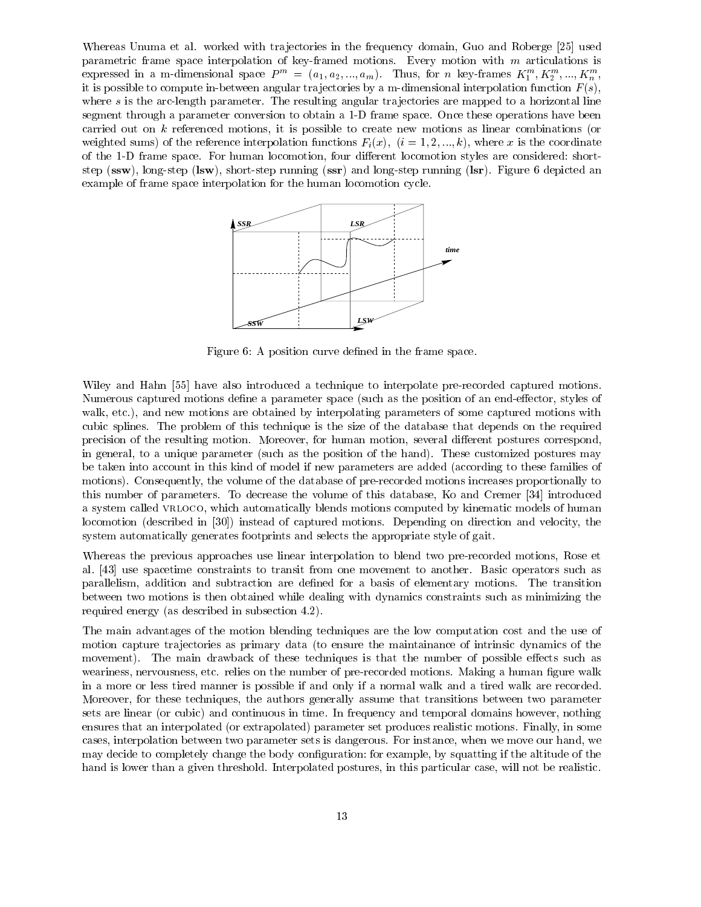Whereas Unuma et al. worked with trajectories in the frequency domain, Guo and Roberge [25] used parametric frame space interpolation of key-framed motions. Every motion with $m$ articulations is expressed in a m-dimensional space $P^m = (a_1, a_2, ..., a_m)$. Thus, for $n$ key-frames $K_1^m, K_2^m, ..., K_n^m$, it is possible to compute in-between angular trajectories by a m-dimensional interpolation function $F(s)$, where $s$ is the arc-length parameter. The resulting angular trajectories are mapped to a horizontal line segment through a parameter conversion to obtain a 1-D frame space. Once these operations have been carried out on $k$ referenced motions, it is possible to create new motions as linear combinations (or weighted sums) of the reference interpolation functions $F_i(x)$, $(i = 1, 2, ..., k)$, where $x$ is the coordinate of the 1-D frame space. For human locomotion, four different locomotion styles are considered: short-step (**ssw**), long-step (**lsw**), short-step running (**ssr**) and long-step running (**lsr**). Figure 6 depicted an example of frame space interpolation for the human locomotion cycle.

Figure 6: A position curve defined in the frame space.

Wiley and Hahn [55] have also introduced a technique to interpolate pre-recorded captured motions. Numerous captured motions define a parameter space (such as the position of an end-effector, styles of walk, etc.), and new motions are obtained by interpolating parameters of some captured motions with cubic splines. The problem of this technique is the size of the database that depends on the required precision of the resulting motion. Moreover, for human motion, several different postures correspond, in general, to a unique parameter (such as the position of the hand). These customized postures may be taken into account in this kind of model if new parameters are added (according to these families of motions). Consequently, the volume of the database of pre-recorded motions increases proportionally to this number of parameters. To decrease the volume of this database, Ko and Cremer [34] introduced a system called VRLOCO, which automatically blends motions computed by kinematic models of human locomotion (described in [30]) instead of captured motions. Depending on direction and velocity, the system automatically generates footprints and selects the appropriate style of gait.

Whereas the previous approaches use linear interpolation to blend two pre-recorded motions, Rose et al. [43] use spacetime constraints to transit from one movement to another. Basic operators such as parallelism, addition and subtraction are defined for a basis of elementary motions. The transition between two motions is then obtained while dealing with dynamics constraints such as minimizing the required energy (as described in subsection 4.2).

The main advantages of the motion blending techniques are the low computation cost and the use of motion capture trajectories as primary data (to ensure the maintainance of intrinsic dynamics of the movement). The main drawback of these techniques is that the number of possible effects such as weariness, nervousness, etc. relies on the number of pre-recorded motions. Making a human figure walk in a more or less tired manner is possible if and only if a normal walk and a tired walk are recorded. Moreover, for these techniques, the authors generally assume that transitions between two parameter sets are linear (or cubic) and continuous in time. In frequency and temporal domains however, nothing ensures that an interpolated (or extrapolated) parameter set produces realistic motions. Finally, in some cases, interpolation between two parameter sets is dangerous. For instance, when we move our hand, we may decide to completely change the body configuration: for example, by squatting if the altitude of the hand is lower than a given threshold. Interpolated postures, in this particular case, will not be realistic.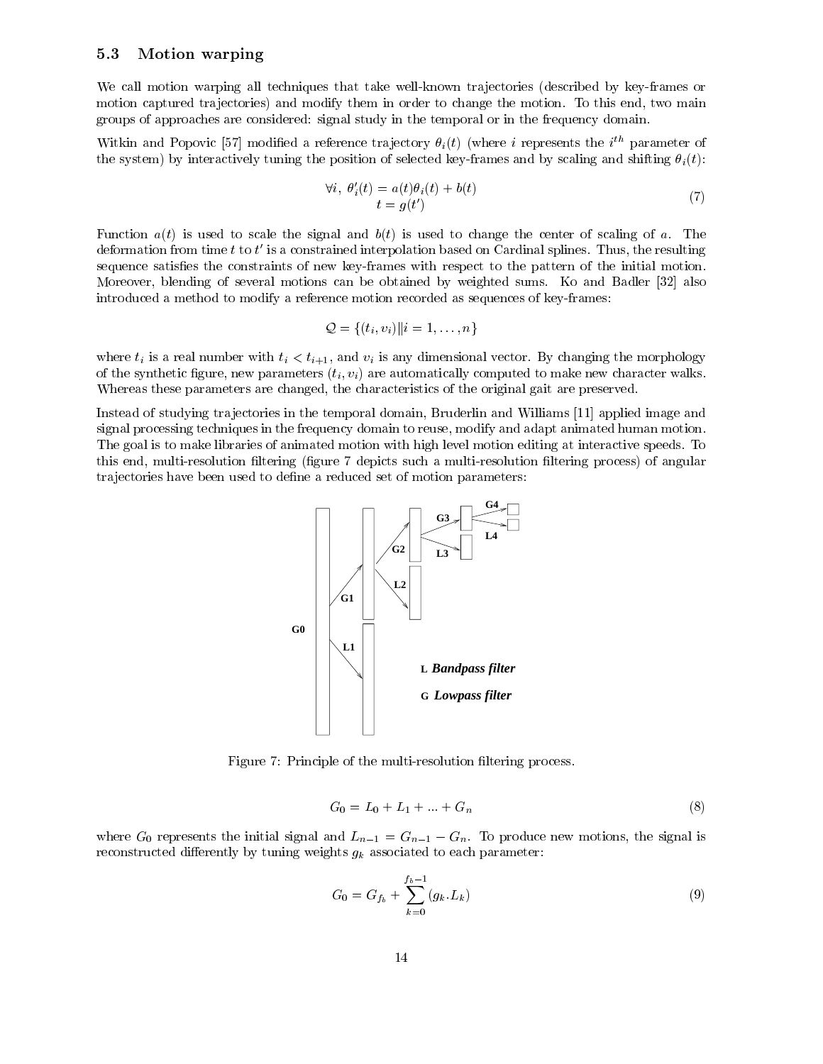### 5.3 Motion warping

We call motion warping all techniques that take well-known trajectories (described by key-frames or motion captured trajectories) and modify them in order to change the motion. To this end, two main groups of approaches are considered: signal study in the temporal or in the frequency domain.

Witkin and Popovic [57] modified a reference trajectory $\theta_i(t)$ (where $i$ represents the $i^{th}$ parameter of the system) by interactively tuning the position of selected key-frames and by scaling and shifting $\theta_i(t)$:

$$\begin{array}{c} \forall i, \ \theta'_i(t) = a(t)\theta_i(t) + b(t) \\ t = g(t') \end{array} \tag{7}$$

Function $a(t)$ is used to scale the signal and $b(t)$ is used to change the center of scaling of $a$. The deformation from time $t$ to $t'$ is a constrained interpolation based on Cardinal splines. Thus, the resulting sequence satisfies the constraints of new key-frames with respect to the pattern of the initial motion. Moreover, blending of several motions can be obtained by weighted sums. Ko and Badler [32] also introduced a method to modify a reference motion recorded as sequences of key-frames:

$$\mathcal{Q} = \{(t_i, v_i) \| i = 1, \ldots, n\}$$

where $t_i$ is a real number with $t_i < t_{i+1}$, and $v_i$ is any dimensional vector. By changing the morphology of the synthetic figure, new parameters $(t_i, v_i)$ are automatically computed to make new character walks. Whereas these parameters are changed, the characteristics of the original gait are preserved.

Instead of studying trajectories in the temporal domain, Bruderlin and Williams [11] applied image and signal processing techniques in the frequency domain to reuse, modify and adapt animated human motion. The goal is to make libraries of animated motion with high level motion editing at interactive speeds. To this end, multi-resolution filtering (figure 7 depicts such a multi-resolution filtering process) of angular trajectories have been used to define a reduced set of motion parameters:

Figure 7: Principle of the multi-resolution filtering process.

$$G_0 = L_0 + L_1 + ... + G_n \tag{8}$$

where $G_0$ represents the initial signal and $L_{n-1} = G_{n-1} - G_n$. To produce new motions, the signal is reconstructed differently by tuning weights $g_k$ associated to each parameter:

$$G_0 = G_{f_b} + \sum_{k=0}^{f_b - 1} (g_k.L_k) \tag{9}$$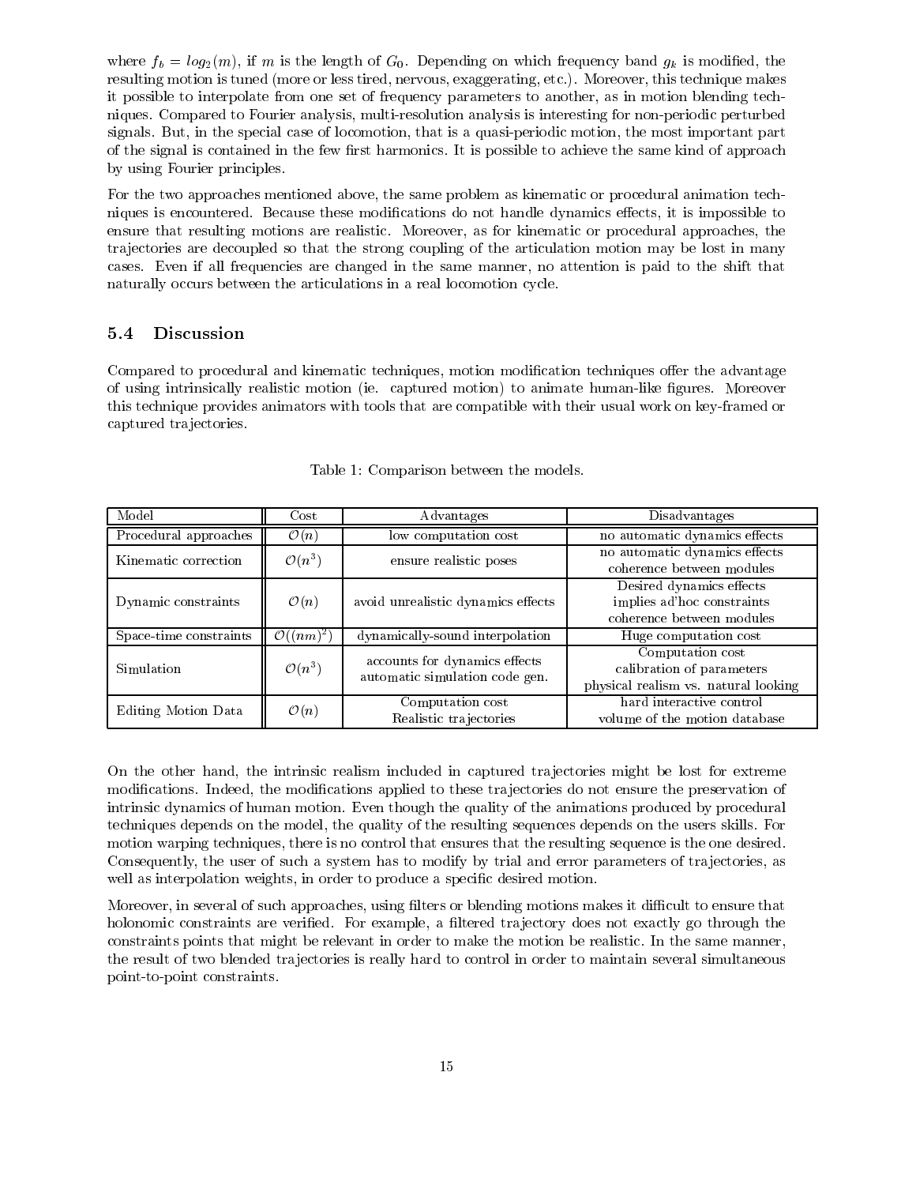where $f_b = log_2(m)$, if $m$ is the length of $G_0$. Depending on which frequency band $g_k$ is modified, the resulting motion is tuned (more or less tired, nervous, exaggerating, etc.). Moreover, this technique makes it possible to interpolate from one set of frequency parameters to another, as in motion blending techniques. Compared to Fourier analysis, multi-resolution analysis is interesting for non-periodic perturbed signals. But, in the special case of locomotion, that is a quasi-periodic motion, the most important part of the signal is contained in the few first harmonics. It is possible to achieve the same kind of approach by using Fourier principles.

For the two approaches mentioned above, the same problem as kinematic or procedural animation techniques is encountered. Because these modifications do not handle dynamics effects, it is impossible to ensure that resulting motions are realistic. Moreover, as for kinematic or procedural approaches, the trajectories are decoupled so that the strong coupling of the articulation motion may be lost in many cases. Even if all frequencies are changed in the same manner, no attention is paid to the shift that naturally occurs between the articulations in a real locomotion cycle.

## 5.4 Discussion

Compared to procedural and kinematic techniques, motion modification techniques offer the advantage of using intrinsically realistic motion (ie. captured motion) to animate human-like figures. Moreover this technique provides animators with tools that are compatible with their usual work on key-framed or captured trajectories.

Table 1: Comparison between the models.

| Model | Cost | Advantages | Disadvantages |
|---|---|---|---|
| Procedural approaches | $\mathcal{O}(n)$ | low computation cost | no automatic dynamics effects |
| Kinematic correction | $\mathcal{O}(n^3)$ | ensure realistic poses | no automatic dynamics effects<br>coherence between modules |
| Dynamic constraints | $\mathcal{O}(n)$ | avoid unrealistic dynamics effects | Desired dynamics effects<br>implies ad'hoc constraints<br>coherence between modules |
| Space-time constraints | $\mathcal{O}((nm)^2)$ | dynamically-sound interpolation | Huge computation cost |
| Simulation | $\mathcal{O}(n^3)$ | accounts for dynamics effects<br>automatic simulation code gen. | Computation cost<br>calibration of parameters<br>physical realism vs. natural looking |
| Editing Motion Data | $\mathcal{O}(n)$ | Computation cost<br>Realistic trajectories | hard interactive control<br>volume of the motion database |

On the other hand, the intrinsic realism included in captured trajectories might be lost for extreme modifications. Indeed, the modifications applied to these trajectories do not ensure the preservation of intrinsic dynamics of human motion. Even though the quality of the animations produced by procedural techniques depends on the model, the quality of the resulting sequences depends on the users skills. For motion warping techniques, there is no control that ensures that the resulting sequence is the one desired. Consequently, the user of such a system has to modify by trial and error parameters of trajectories, as well as interpolation weights, in order to produce a specific desired motion.

Moreover, in several of such approaches, using filters or blending motions makes it difficult to ensure that holonomic constraints are verified. For example, a filtered trajectory does not exactly go through the constraints points that might be relevant in order to make the motion be realistic. In the same manner, the result of two blended trajectories is really hard to control in order to maintain several simultaneous point-to-point constraints.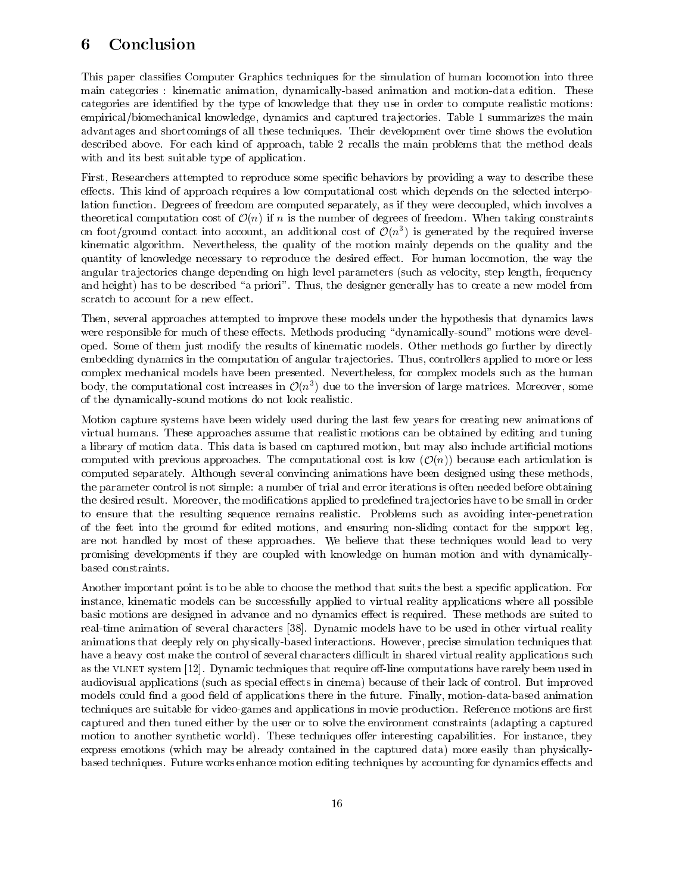# 6 Conclusion

This paper classifies Computer Graphics techniques for the simulation of human locomotion into three main categories : kinematic animation, dynamically-based animation and motion-data edition. These categories are identified by the type of knowledge that they use in order to compute realistic motions: empirical/biomechanical knowledge, dynamics and captured trajectories. Table 1 summarizes the main advantages and shortcomings of all these techniques. Their development over time shows the evolution described above. For each kind of approach, table 2 recalls the main problems that the method deals with and its best suitable type of application.

First, Researchers attempted to reproduce some specific behaviors by providing a way to describe these effects. This kind of approach requires a low computational cost which depends on the selected interpolation function. Degrees of freedom are computed separately, as if they were decoupled, which involves a theoretical computation cost of $\mathcal{O}(n)$ if $n$ is the number of degrees of freedom. When taking constraints on foot/ground contact into account, an additional cost of $\mathcal{O}(n^3)$ is generated by the required inverse kinematic algorithm. Nevertheless, the quality of the motion mainly depends on the quality and the quantity of knowledge necessary to reproduce the desired effect. For human locomotion, the way the angular trajectories change depending on high level parameters (such as velocity, step length, frequency and height) has to be described "a priori". Thus, the designer generally has to create a new model from scratch to account for a new effect.

Then, several approaches attempted to improve these models under the hypothesis that dynamics laws were responsible for much of these effects. Methods producing "dynamically-sound" motions were developed. Some of them just modify the results of kinematic models. Other methods go further by directly embedding dynamics in the computation of angular trajectories. Thus, controllers applied to more or less complex mechanical models have been presented. Nevertheless, for complex models such as the human body, the computational cost increases in $\mathcal{O}(n^3)$ due to the inversion of large matrices. Moreover, some of the dynamically-sound motions do not look realistic.

Motion capture systems have been widely used during the last few years for creating new animations of virtual humans. These approaches assume that realistic motions can be obtained by editing and tuning a library of motion data. This data is based on captured motion, but may also include artificial motions computed with previous approaches. The computational cost is low ($\mathcal{O}(n)$) because each articulation is computed separately. Although several convincing animations have been designed using these methods, the parameter control is not simple: a number of trial and error iterations is often needed before obtaining the desired result. Moreover, the modifications applied to predefined trajectories have to be small in order to ensure that the resulting sequence remains realistic. Problems such as avoiding inter-penetration of the feet into the ground for edited motions, and ensuring non-sliding contact for the support leg, are not handled by most of these approaches. We believe that these techniques would lead to very promising developments if they are coupled with knowledge on human motion and with dynamically-based constraints.

Another important point is to be able to choose the method that suits the best a specific application. For instance, kinematic models can be successfully applied to virtual reality applications where all possible basic motions are designed in advance and no dynamics effect is required. These methods are suited to real-time animation of several characters [38]. Dynamic models have to be used in other virtual reality animations that deeply rely on physically-based interactions. However, precise simulation techniques that have a heavy cost make the control of several characters difficult in shared virtual reality applications such as the VLNET system [12]. Dynamic techniques that require off-line computations have rarely been used in audiovisual applications (such as special effects in cinema) because of their lack of control. But improved models could find a good field of applications there in the future. Finally, motion-data-based animation techniques are suitable for video-games and applications in movie production. Reference motions are first captured and then tuned either by the user or to solve the environment constraints (adapting a captured motion to another synthetic world). These techniques offer interesting capabilities. For instance, they express emotions (which may be already contained in the captured data) more easily than physically-based techniques. Future works enhance motion editing techniques by accounting for dynamics effects and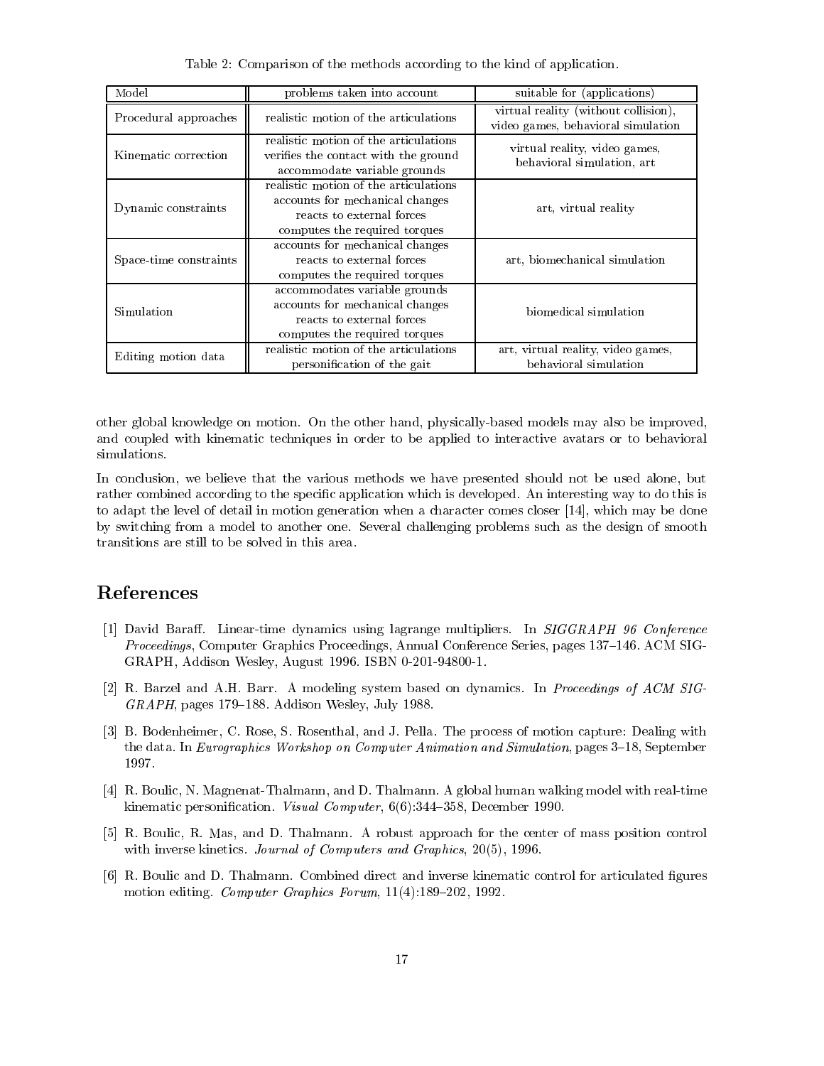Table 2: Comparison of the methods according to the kind of application.

| Model | problems taken into account | suitable for (applications) |
|---|---|---|
| Procedural approaches | realistic motion of the articulations | virtual reality (without collision), video games, behavioral simulation |
| Kinematic correction | realistic motion of the articulations<br>verifies the contact with the ground<br>accommodate variable grounds | virtual reality, video games, behavioral simulation, art |
| Dynamic constraints | realistic motion of the articulations<br>accounts for mechanical changes<br>reacts to external forces<br>computes the required torques | art, virtual reality |
| Space-time constraints | accounts for mechanical changes<br>reacts to external forces<br>computes the required torques | art, biomechanical simulation |
| Simulation | accommodates variable grounds<br>accounts for mechanical changes<br>reacts to external forces<br>computes the required torques | biomedical simulation |
| Editing motion data | realistic motion of the articulations<br>personification of the gait | art, virtual reality, video games, behavioral simulation |

other global knowledge on motion. On the other hand, physically-based models may also be improved, and coupled with kinematic techniques in order to be applied to interactive avatars or to behavioral simulations.

In conclusion, we believe that the various methods we have presented should not be used alone, but rather combined according to the specific application which is developed. An interesting way to do this is to adapt the level of detail in motion generation when a character comes closer [14], which may be done by switching from a model to another one. Several challenging problems such as the design of smooth transitions are still to be solved in this area.

# References

[1] David Baraff. Linear-time dynamics using lagrange multipliers. In *SIGGRAPH 96 Conference Proceedings*, Computer Graphics Proceedings, Annual Conference Series, pages 137–146. ACM SIGGRAPH, Addison Wesley, August 1996. ISBN 0-201-94800-1.

[2] R. Barzel and A.H. Barr. A modeling system based on dynamics. In *Proceedings of ACM SIGGRAPH*, pages 179–188. Addison Wesley, July 1988.

[3] B. Bodenheimer, C. Rose, S. Rosenthal, and J. Pella. The process of motion capture: Dealing with the data. In *Eurographics Workshop on Computer Animation and Simulation*, pages 3–18, September 1997.

[4] R. Boulic, N. Magnenat-Thalmann, and D. Thalmann. A global human walking model with real-time kinematic personification. *Visual Computer*, 6(6):344–358, December 1990.

[5] R. Boulic, R. Mas, and D. Thalmann. A robust approach for the center of mass position control with inverse kinetics. *Journal of Computers and Graphics*, 20(5), 1996.

[6] R. Boulic and D. Thalmann. Combined direct and inverse kinematic control for articulated figures motion editing. *Computer Graphics Forum*, 11(4):189–202, 1992.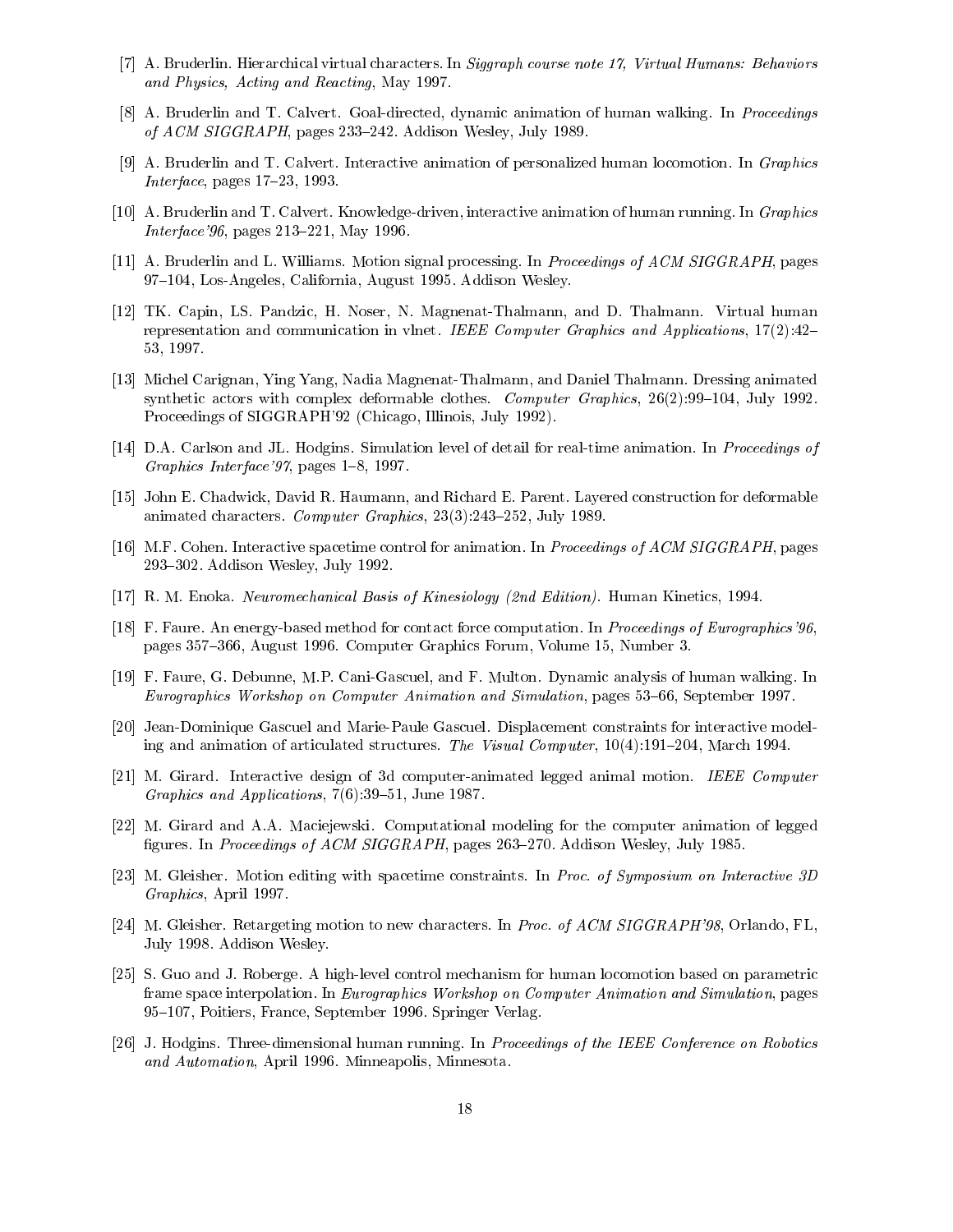[7] A. Bruderlin. Hierarchical virtual characters. In *Siggraph course note 17, Virtual Humans: Behaviors and Physics, Acting and Reacting*, May 1997.

[8] A. Bruderlin and T. Calvert. Goal-directed, dynamic animation of human walking. In *Proceedings of ACM SIGGRAPH*, pages 233–242. Addison Wesley, July 1989.

[9] A. Bruderlin and T. Calvert. Interactive animation of personalized human locomotion. In *Graphics Interface*, pages 17–23, 1993.

[10] A. Bruderlin and T. Calvert. Knowledge-driven, interactive animation of human running. In *Graphics Interface'96*, pages 213–221, May 1996.

[11] A. Bruderlin and L. Williams. Motion signal processing. In *Proceedings of ACM SIGGRAPH*, pages 97–104, Los-Angeles, California, August 1995. Addison Wesley.

[12] TK. Capin, LS. Pandzic, H. Noser, N. Magnenat-Thalmann, and D. Thalmann. Virtual human representation and communication in vlnet. *IEEE Computer Graphics and Applications*, 17(2):42–53, 1997.

[13] Michel Carignan, Ying Yang, Nadia Magnenat-Thalmann, and Daniel Thalmann. Dressing animated synthetic actors with complex deformable clothes. *Computer Graphics*, 26(2):99–104, July 1992. Proceedings of SIGGRAPH'92 (Chicago, Illinois, July 1992).

[14] D.A. Carlson and JL. Hodgins. Simulation level of detail for real-time animation. In *Proceedings of Graphics Interface'97*, pages 1–8, 1997.

[15] John E. Chadwick, David R. Haumann, and Richard E. Parent. Layered construction for deformable animated characters. *Computer Graphics*, 23(3):243–252, July 1989.

[16] M.F. Cohen. Interactive spacetime control for animation. In *Proceedings of ACM SIGGRAPH*, pages 293–302. Addison Wesley, July 1992.

[17] R. M. Enoka. *Neuromechanical Basis of Kinesiology (2nd Edition)*. Human Kinetics, 1994.

[18] F. Faure. An energy-based method for contact force computation. In *Proceedings of Eurographics'96*, pages 357–366, August 1996. Computer Graphics Forum, Volume 15, Number 3.

[19] F. Faure, G. Debunne, M.P. Cani-Gascuel, and F. Multon. Dynamic analysis of human walking. In *Eurographics Workshop on Computer Animation and Simulation*, pages 53–66, September 1997.

[20] Jean-Dominique Gascuel and Marie-Paule Gascuel. Displacement constraints for interactive modeling and animation of articulated structures. *The Visual Computer*, 10(4):191–204, March 1994.

[21] M. Girard. Interactive design of 3d computer-animated legged animal motion. *IEEE Computer Graphics and Applications*, 7(6):39–51, June 1987.

[22] M. Girard and A.A. Maciejewski. Computational modeling for the computer animation of legged figures. In *Proceedings of ACM SIGGRAPH*, pages 263–270. Addison Wesley, July 1985.

[23] M. Gleisher. Motion editing with spacetime constraints. In *Proc. of Symposium on Interactive 3D Graphics*, April 1997.

[24] M. Gleisher. Retargeting motion to new characters. In *Proc. of ACM SIGGRAPH'98*, Orlando, FL, July 1998. Addison Wesley.

[25] S. Guo and J. Roberge. A high-level control mechanism for human locomotion based on parametric frame space interpolation. In *Eurographics Workshop on Computer Animation and Simulation*, pages 95–107, Poitiers, France, September 1996. Springer Verlag.

[26] J. Hodgins. Three-dimensional human running. In *Proceedings of the IEEE Conference on Robotics and Automation*, April 1996. Minneapolis, Minnesota.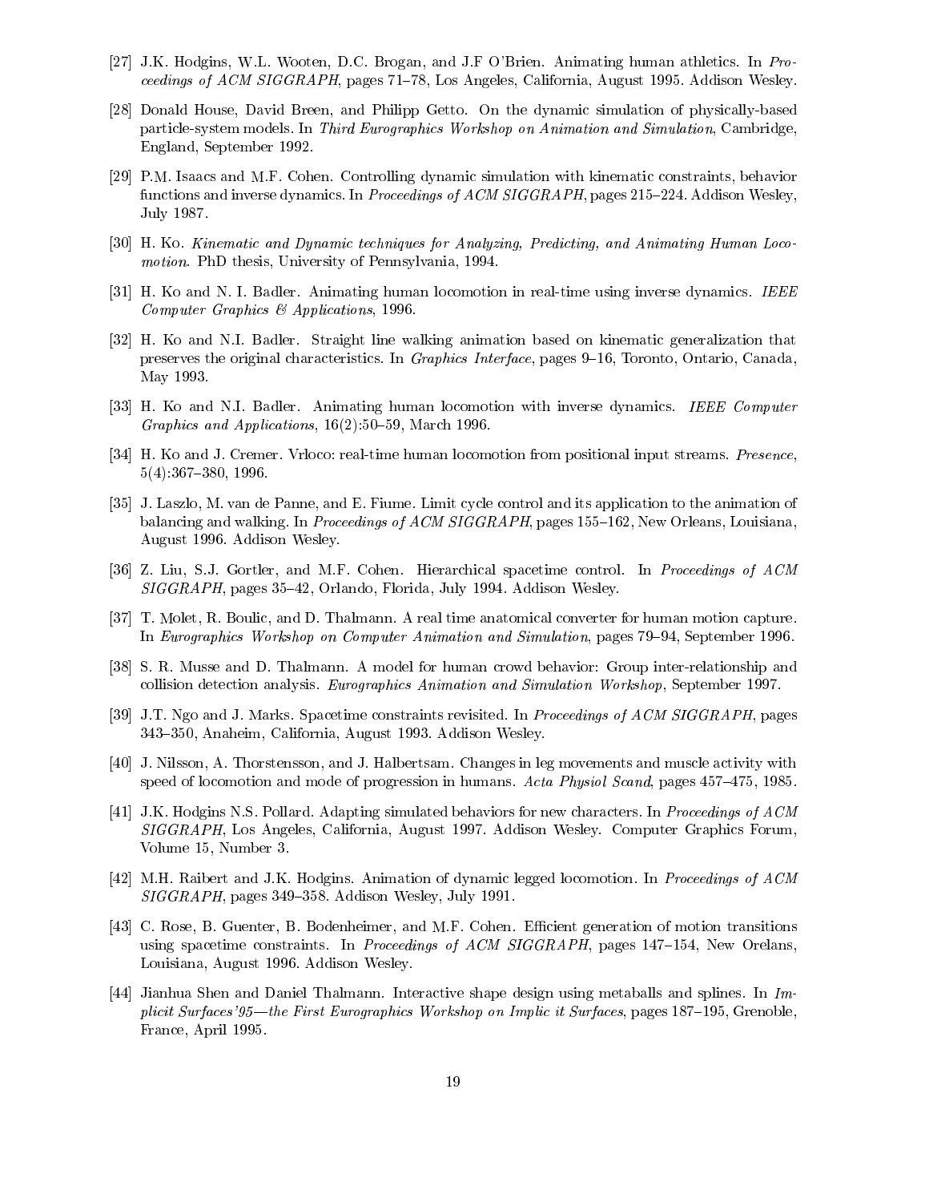[27] J.K. Hodgins, W.L. Wooten, D.C. Brogan, and J.F O'Brien. Animating human athletics. In *Proceedings of ACM SIGGRAPH*, pages 71–78, Los Angeles, California, August 1995. Addison Wesley.

[28] Donald House, David Breen, and Philipp Getto. On the dynamic simulation of physically-based particle-system models. In *Third Eurographics Workshop on Animation and Simulation*, Cambridge, England, September 1992.

[29] P.M. Isaacs and M.F. Cohen. Controlling dynamic simulation with kinematic constraints, behavior functions and inverse dynamics. In *Proceedings of ACM SIGGRAPH*, pages 215–224. Addison Wesley, July 1987.

[30] H. Ko. *Kinematic and Dynamic techniques for Analyzing, Predicting, and Animating Human Locomotion*. PhD thesis, University of Pennsylvania, 1994.

[31] H. Ko and N. I. Badler. Animating human locomotion in real-time using inverse dynamics. *IEEE Computer Graphics & Applications*, 1996.

[32] H. Ko and N.I. Badler. Straight line walking animation based on kinematic generalization that preserves the original characteristics. In *Graphics Interface*, pages 9–16, Toronto, Ontario, Canada, May 1993.

[33] H. Ko and N.I. Badler. Animating human locomotion with inverse dynamics. *IEEE Computer Graphics and Applications*, 16(2):50–59, March 1996.

[34] H. Ko and J. Cremer. Vrloco: real-time human locomotion from positional input streams. *Presence*, 5(4):367–380, 1996.

[35] J. Laszlo, M. van de Panne, and E. Fiume. Limit cycle control and its application to the animation of balancing and walking. In *Proceedings of ACM SIGGRAPH*, pages 155–162, New Orleans, Louisiana, August 1996. Addison Wesley.

[36] Z. Liu, S.J. Gortler, and M.F. Cohen. Hierarchical spacetime control. In *Proceedings of ACM SIGGRAPH*, pages 35–42, Orlando, Florida, July 1994. Addison Wesley.

[37] T. Molet, R. Boulic, and D. Thalmann. A real time anatomical converter for human motion capture. In *Eurographics Workshop on Computer Animation and Simulation*, pages 79–94, September 1996.

[38] S. R. Musse and D. Thalmann. A model for human crowd behavior: Group inter-relationship and collision detection analysis. *Eurographics Animation and Simulation Workshop*, September 1997.

[39] J.T. Ngo and J. Marks. Spacetime constraints revisited. In *Proceedings of ACM SIGGRAPH*, pages 343–350, Anaheim, California, August 1993. Addison Wesley.

[40] J. Nilsson, A. Thorstensson, and J. Halbertsam. Changes in leg movements and muscle activity with speed of locomotion and mode of progression in humans. *Acta Physiol Scand*, pages 457–475, 1985.

[41] J.K. Hodgins N.S. Pollard. Adapting simulated behaviors for new characters. In *Proceedings of ACM SIGGRAPH*, Los Angeles, California, August 1997. Addison Wesley. Computer Graphics Forum, Volume 15, Number 3.

[42] M.H. Raibert and J.K. Hodgins. Animation of dynamic legged locomotion. In *Proceedings of ACM SIGGRAPH*, pages 349–358. Addison Wesley, July 1991.

[43] C. Rose, B. Guenter, B. Bodenheimer, and M.F. Cohen. Efficient generation of motion transitions using spacetime constraints. In *Proceedings of ACM SIGGRAPH*, pages 147–154, New Orelans, Louisiana, August 1996. Addison Wesley.

[44] Jianhua Shen and Daniel Thalmann. Interactive shape design using metaballs and splines. In *Implicit Surfaces'95—the First Eurographics Workshop on Implic it Surfaces*, pages 187–195, Grenoble, France, April 1995.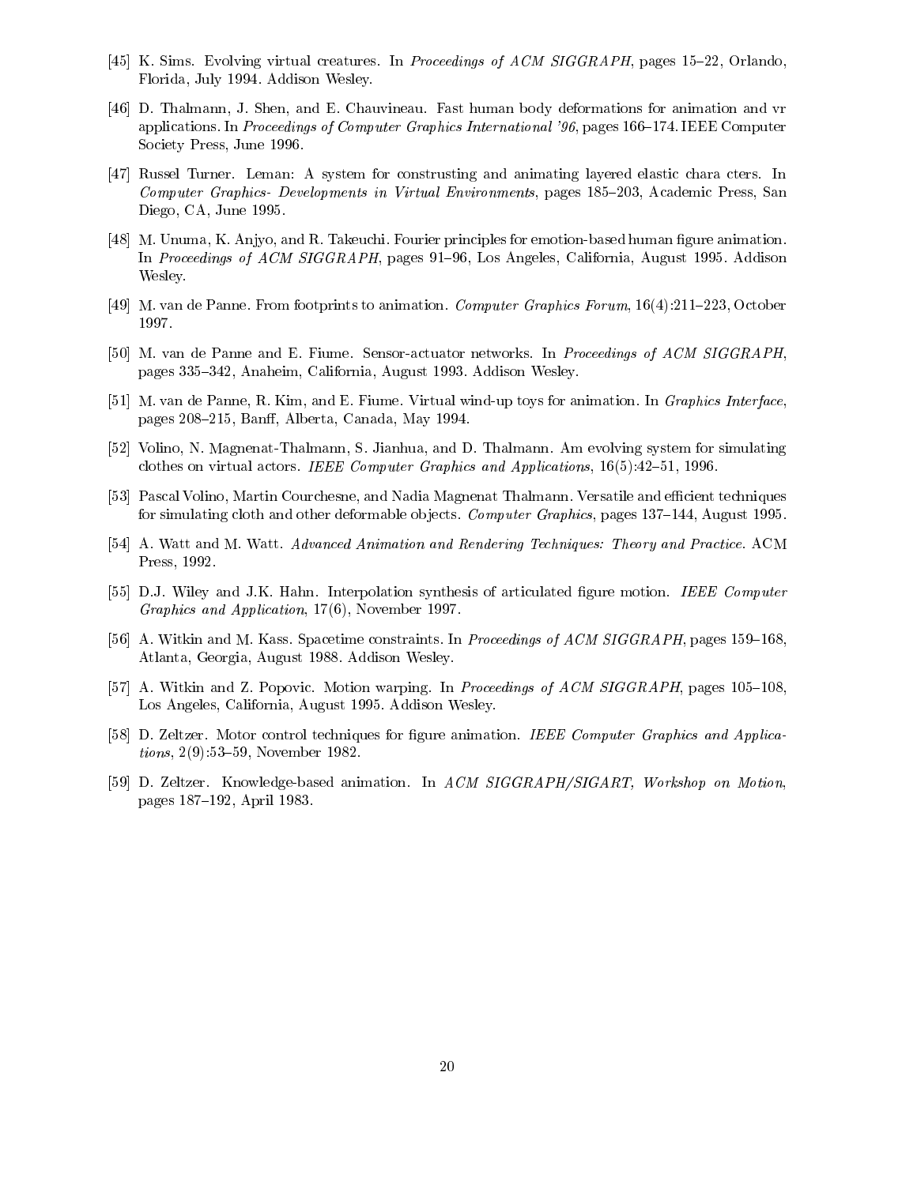[45] K. Sims. Evolving virtual creatures. In *Proceedings of ACM SIGGRAPH*, pages 15–22, Orlando, Florida, July 1994. Addison Wesley.

[46] D. Thalmann, J. Shen, and E. Chauvineau. Fast human body deformations for animation and vr applications. In *Proceedings of Computer Graphics International '96*, pages 166–174. IEEE Computer Society Press, June 1996.

[47] Russel Turner. Leman: A system for construsting and animating layered elastic chara cters. In *Computer Graphics- Developments in Virtual Environments*, pages 185–203, Academic Press, San Diego, CA, June 1995.

[48] M. Unuma, K. Anjyo, and R. Takeuchi. Fourier principles for emotion-based human figure animation. In *Proceedings of ACM SIGGRAPH*, pages 91–96, Los Angeles, California, August 1995. Addison Wesley.

[49] M. van de Panne. From footprints to animation. *Computer Graphics Forum*, 16(4):211–223, October 1997.

[50] M. van de Panne and E. Fiume. Sensor-actuator networks. In *Proceedings of ACM SIGGRAPH*, pages 335–342, Anaheim, California, August 1993. Addison Wesley.

[51] M. van de Panne, R. Kim, and E. Fiume. Virtual wind-up toys for animation. In *Graphics Interface*, pages 208–215, Banff, Alberta, Canada, May 1994.

[52] Volino, N. Magnenat-Thalmann, S. Jianhua, and D. Thalmann. Am evolving system for simulating clothes on virtual actors. *IEEE Computer Graphics and Applications*, 16(5):42–51, 1996.

[53] Pascal Volino, Martin Courchesne, and Nadia Magnenat Thalmann. Versatile and efficient techniques for simulating cloth and other deformable objects. *Computer Graphics*, pages 137–144, August 1995.

[54] A. Watt and M. Watt. *Advanced Animation and Rendering Techniques: Theory and Practice*. ACM Press, 1992.

[55] D.J. Wiley and J.K. Hahn. Interpolation synthesis of articulated figure motion. *IEEE Computer Graphics and Application*, 17(6), November 1997.

[56] A. Witkin and M. Kass. Spacetime constraints. In *Proceedings of ACM SIGGRAPH*, pages 159–168, Atlanta, Georgia, August 1988. Addison Wesley.

[57] A. Witkin and Z. Popovic. Motion warping. In *Proceedings of ACM SIGGRAPH*, pages 105–108, Los Angeles, California, August 1995. Addison Wesley.

[58] D. Zeltzer. Motor control techniques for figure animation. *IEEE Computer Graphics and Applications*, 2(9):53–59, November 1982.

[59] D. Zeltzer. Knowledge-based animation. In *ACM SIGGRAPH/SIGART, Workshop on Motion*, pages 187–192, April 1983.